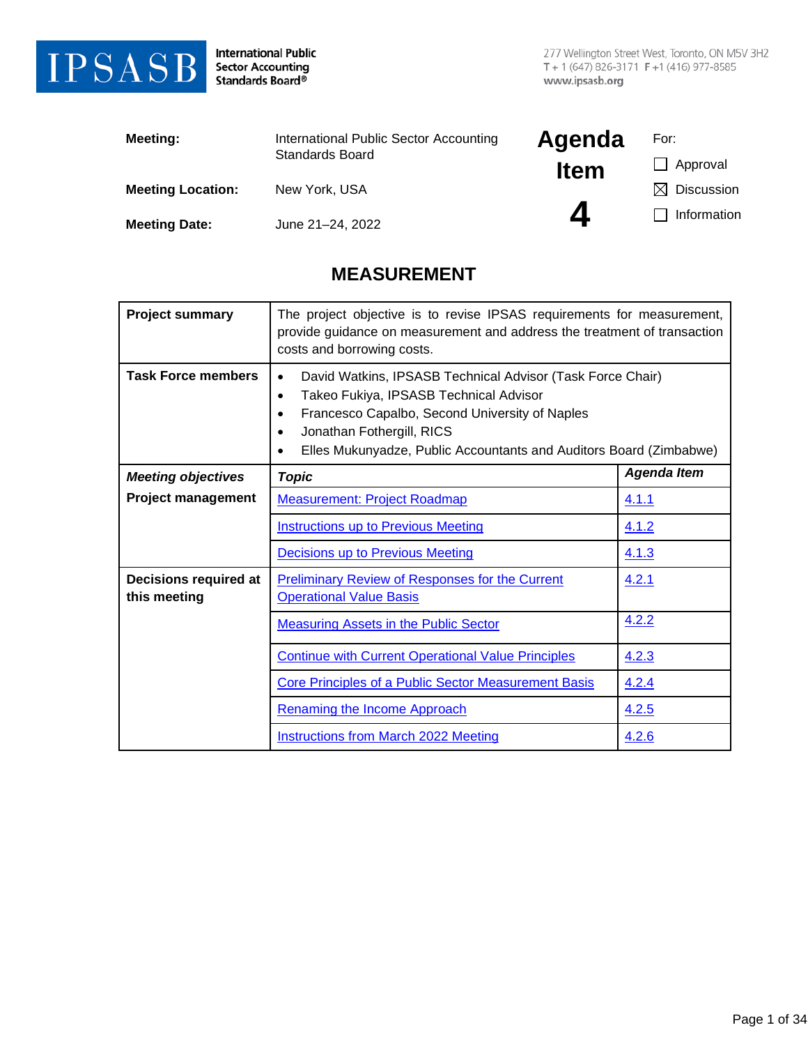**IPSASB** International Public Sector Accounting Standards Board®

277 Wellington Street West, Toronto, ON M5V 3H2
T + 1 (647) 826-3171 F +1 (416) 977-8585
www.ipsasb.org

| | | | |
|---|---|---|---|
| **Meeting:** | International Public Sector Accounting Standards Board | **Agenda Item 4** | For: |
| **Meeting Location:** | New York, USA | | ☐ Approval |
| **Meeting Date:** | June 21–24, 2022 | | ☒ Discussion |
| | | | ☐ Information |

# MEASUREMENT

| **Project summary** | The project objective is to revise IPSAS requirements for measurement, provide guidance on measurement and address the treatment of transaction costs and borrowing costs. | |
|---|---|---|
| **Task Force members** | • David Watkins, IPSASB Technical Advisor (Task Force Chair)<br>• Takeo Fukiya, IPSASB Technical Advisor<br>• Francesco Capalbo, Second University of Naples<br>• Jonathan Fothergill, RICS<br>• Elles Mukunyadze, Public Accountants and Auditors Board (Zimbabwe) | |
| ***Meeting objectives*** | ***Topic*** | ***Agenda Item*** |
| **Project management** | Measurement: Project Roadmap | 4.1.1 |
| | Instructions up to Previous Meeting | 4.1.2 |
| | Decisions up to Previous Meeting | 4.1.3 |
| **Decisions required at this meeting** | Preliminary Review of Responses for the Current Operational Value Basis | 4.2.1 |
| | Measuring Assets in the Public Sector | 4.2.2 |
| | Continue with Current Operational Value Principles | 4.2.3 |
| | Core Principles of a Public Sector Measurement Basis | 4.2.4 |
| | Renaming the Income Approach | 4.2.5 |
| | Instructions from March 2022 Meeting | 4.2.6 |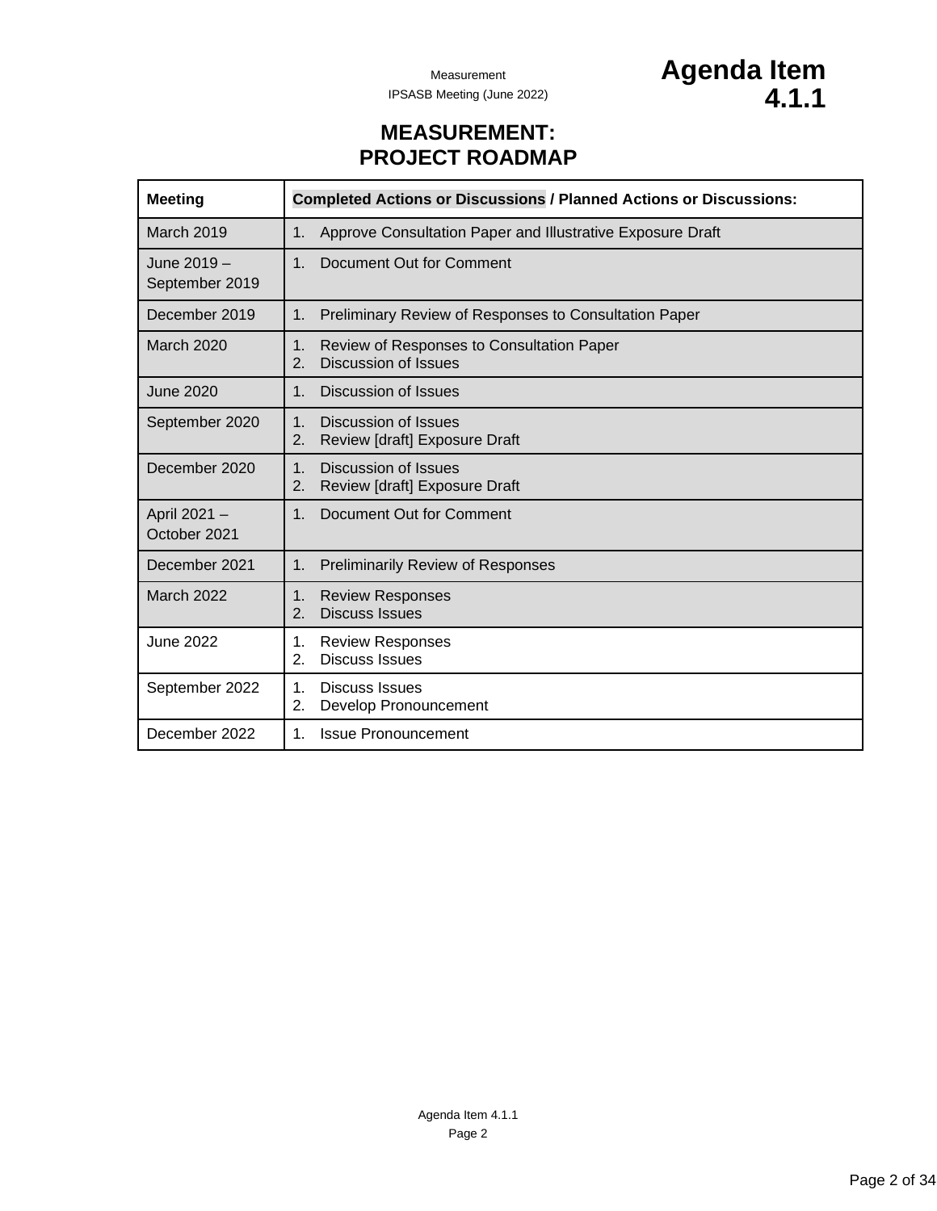# MEASUREMENT: PROJECT ROADMAP

| Meeting | Completed Actions or Discussions / Planned Actions or Discussions: |
|---|---|
| March 2019 | 1. Approve Consultation Paper and Illustrative Exposure Draft |
| June 2019 – September 2019 | 1. Document Out for Comment |
| December 2019 | 1. Preliminary Review of Responses to Consultation Paper |
| March 2020 | 1. Review of Responses to Consultation Paper<br>2. Discussion of Issues |
| June 2020 | 1. Discussion of Issues |
| September 2020 | 1. Discussion of Issues<br>2. Review [draft] Exposure Draft |
| December 2020 | 1. Discussion of Issues<br>2. Review [draft] Exposure Draft |
| April 2021 – October 2021 | 1. Document Out for Comment |
| December 2021 | 1. Preliminarily Review of Responses |
| March 2022 | 1. Review Responses<br>2. Discuss Issues |
| June 2022 | 1. Review Responses<br>2. Discuss Issues |
| September 2022 | 1. Discuss Issues<br>2. Develop Pronouncement |
| December 2022 | 1. Issue Pronouncement |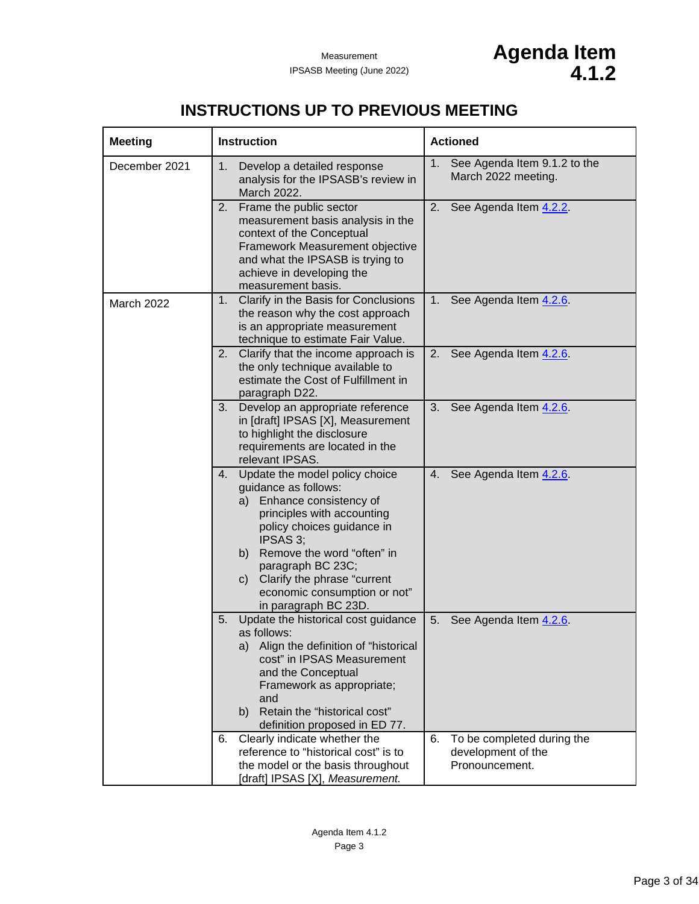# INSTRUCTIONS UP TO PREVIOUS MEETING

| Meeting | Instruction | Actioned |
|---|---|---|
| December 2021 | 1. Develop a detailed response analysis for the IPSASB's review in March 2022. | 1. See Agenda Item 9.1.2 to the March 2022 meeting. |
| | 2. Frame the public sector measurement basis analysis in the context of the Conceptual Framework Measurement objective and what the IPSASB is trying to achieve in developing the measurement basis. | 2. See Agenda Item 4.2.2. |
| March 2022 | 1. Clarify in the Basis for Conclusions the reason why the cost approach is an appropriate measurement technique to estimate Fair Value. | 1. See Agenda Item 4.2.6. |
| | 2. Clarify that the income approach is the only technique available to estimate the Cost of Fulfillment in paragraph D22. | 2. See Agenda Item 4.2.6. |
| | 3. Develop an appropriate reference in [draft] IPSAS [X], Measurement to highlight the disclosure requirements are located in the relevant IPSAS. | 3. See Agenda Item 4.2.6. |
| | 4. Update the model policy choice guidance as follows:<br>a) Enhance consistency of principles with accounting policy choices guidance in IPSAS 3;<br>b) Remove the word "often" in paragraph BC 23C;<br>c) Clarify the phrase "current economic consumption or not" in paragraph BC 23D. | 4. See Agenda Item 4.2.6. |
| | 5. Update the historical cost guidance as follows:<br>a) Align the definition of "historical cost" in IPSAS Measurement and the Conceptual Framework as appropriate; and<br>b) Retain the "historical cost" definition proposed in ED 77. | 5. See Agenda Item 4.2.6. |
| | 6. Clearly indicate whether the reference to "historical cost" is to the model or the basis throughout [draft] IPSAS [X], *Measurement.* | 6. To be completed during the development of the Pronouncement. |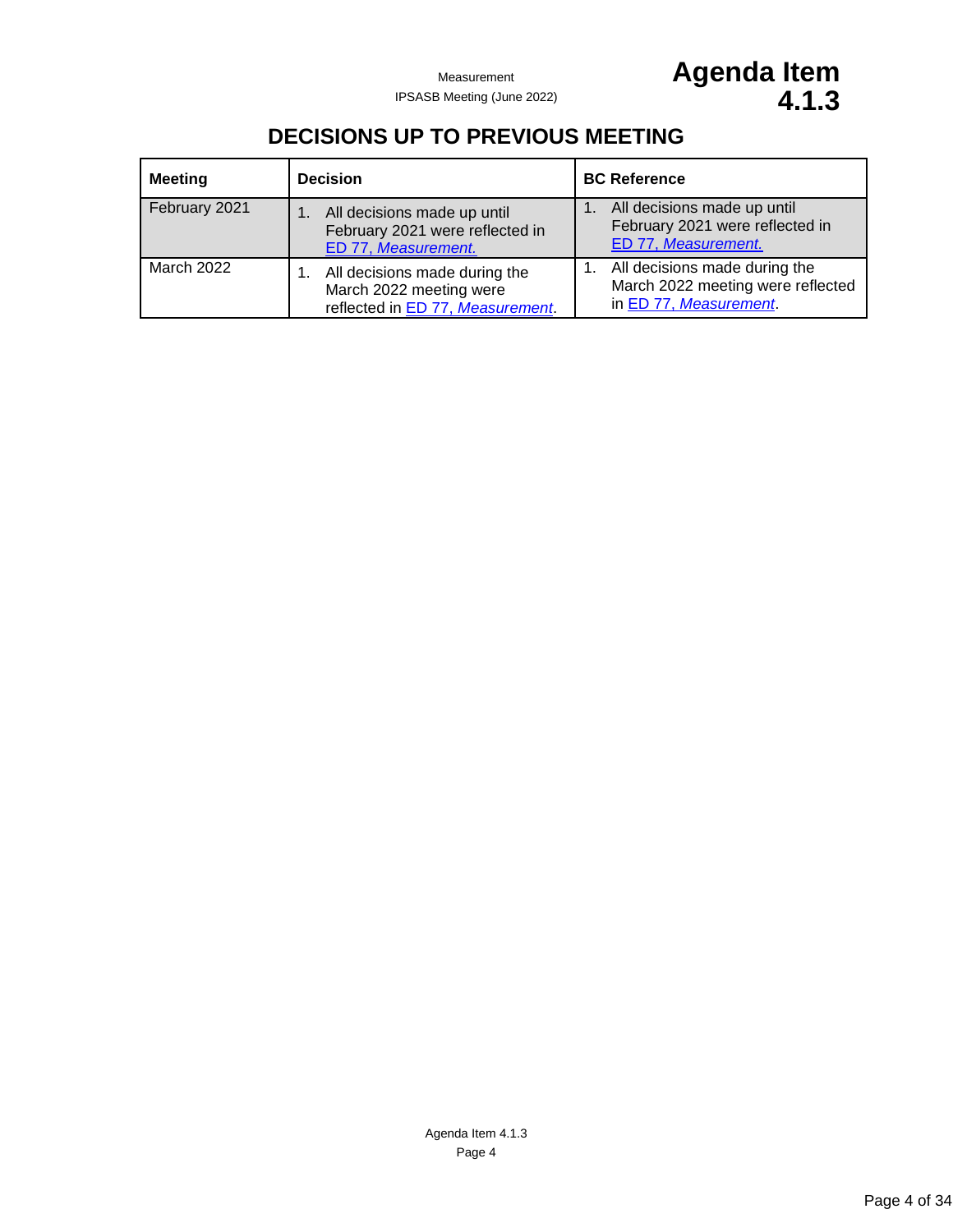# DECISIONS UP TO PREVIOUS MEETING

| Meeting | Decision | BC Reference |
|---|---|---|
| February 2021 | 1. All decisions made up until February 2021 were reflected in ED 77, *Measurement.* | 1. All decisions made up until February 2021 were reflected in ED 77, *Measurement.* |
| March 2022 | 1. All decisions made during the March 2022 meeting were reflected in ED 77, *Measurement*. | 1. All decisions made during the March 2022 meeting were reflected in ED 77, *Measurement*. |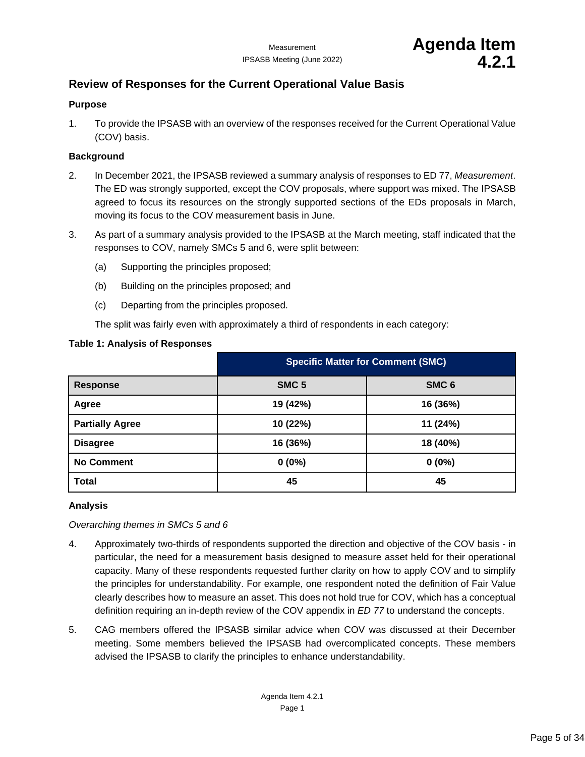# Review of Responses for the Current Operational Value Basis

**Purpose**

1. To provide the IPSASB with an overview of the responses received for the Current Operational Value (COV) basis.

**Background**

2. In December 2021, the IPSASB reviewed a summary analysis of responses to ED 77, *Measurement*. The ED was strongly supported, except the COV proposals, where support was mixed. The IPSASB agreed to focus its resources on the strongly supported sections of the EDs proposals in March, moving its focus to the COV measurement basis in June.

3. As part of a summary analysis provided to the IPSASB at the March meeting, staff indicated that the responses to COV, namely SMCs 5 and 6, were split between:

   (a) Supporting the principles proposed;

   (b) Building on the principles proposed; and

   (c) Departing from the principles proposed.

   The split was fairly even with approximately a third of respondents in each category:

**Table 1: Analysis of Responses**

| | Specific Matter for Comment (SMC) | |
|---|---|---|
| **Response** | **SMC 5** | **SMC 6** |
| **Agree** | **19 (42%)** | **16 (36%)** |
| **Partially Agree** | **10 (22%)** | **11 (24%)** |
| **Disagree** | **16 (36%)** | **18 (40%)** |
| **No Comment** | **0 (0%)** | **0 (0%)** |
| **Total** | **45** | **45** |

**Analysis**

*Overarching themes in SMCs 5 and 6*

4. Approximately two-thirds of respondents supported the direction and objective of the COV basis - in particular, the need for a measurement basis designed to measure asset held for their operational capacity. Many of these respondents requested further clarity on how to apply COV and to simplify the principles for understandability. For example, one respondent noted the definition of Fair Value clearly describes how to measure an asset. This does not hold true for COV, which has a conceptual definition requiring an in-depth review of the COV appendix in *ED 77* to understand the concepts.

5. CAG members offered the IPSASB similar advice when COV was discussed at their December meeting. Some members believed the IPSASB had overcomplicated concepts. These members advised the IPSASB to clarify the principles to enhance understandability.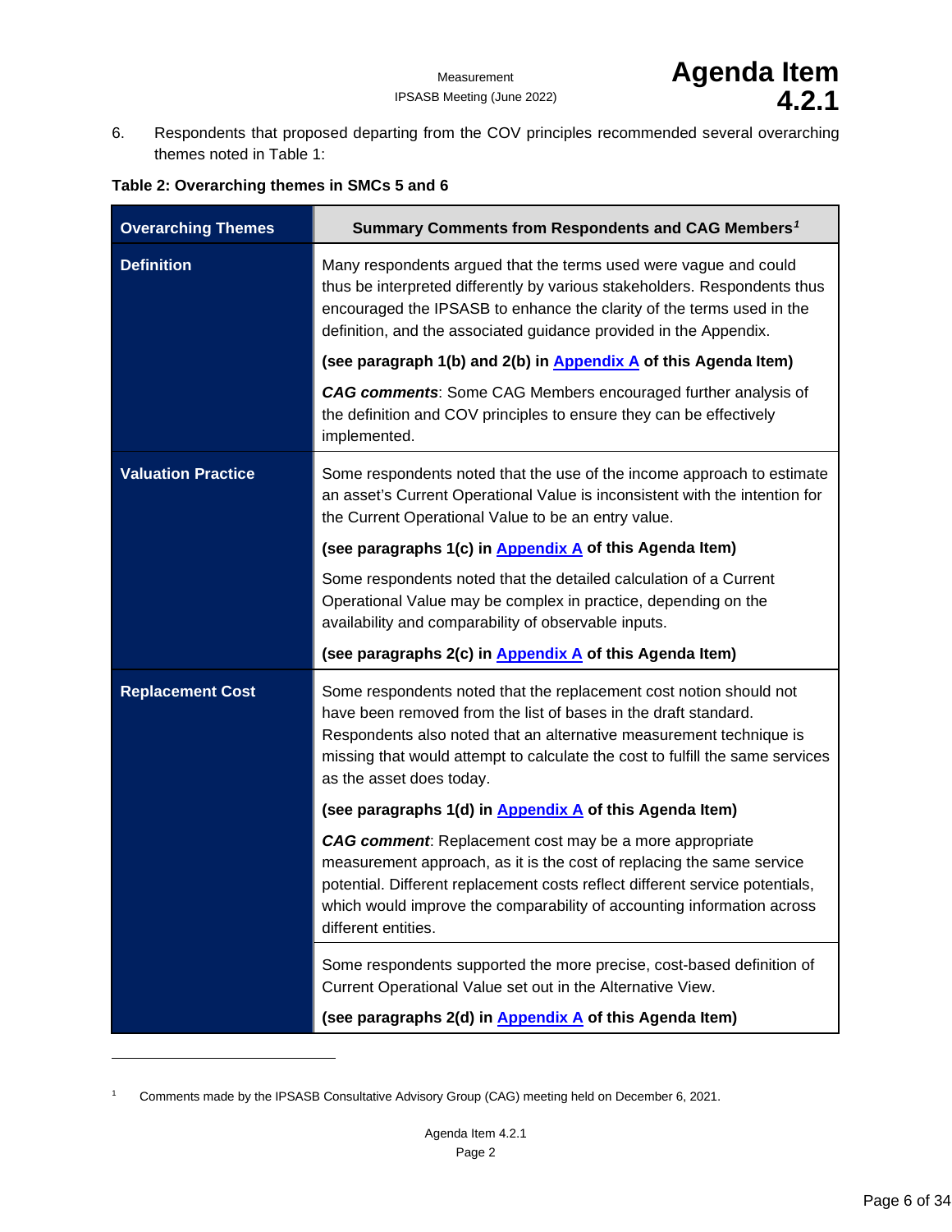6. Respondents that proposed departing from the COV principles recommended several overarching themes noted in Table 1:

**Table 2: Overarching themes in SMCs 5 and 6**

| Overarching Themes | Summary Comments from Respondents and CAG Members[1] |
|---|---|
| **Definition** | Many respondents argued that the terms used were vague and could thus be interpreted differently by various stakeholders. Respondents thus encouraged the IPSASB to enhance the clarity of the terms used in the definition, and the associated guidance provided in the Appendix. <br><br> **(see paragraph 1(b) and 2(b) in Appendix A of this Agenda Item)** <br><br> ***CAG comments***: Some CAG Members encouraged further analysis of the definition and COV principles to ensure they can be effectively implemented. |
| **Valuation Practice** | Some respondents noted that the use of the income approach to estimate an asset's Current Operational Value is inconsistent with the intention for the Current Operational Value to be an entry value. <br><br> **(see paragraphs 1(c) in Appendix A of this Agenda Item)** <br><br> Some respondents noted that the detailed calculation of a Current Operational Value may be complex in practice, depending on the availability and comparability of observable inputs. <br><br> **(see paragraphs 2(c) in Appendix A of this Agenda Item)** |
| **Replacement Cost** | Some respondents noted that the replacement cost notion should not have been removed from the list of bases in the draft standard. Respondents also noted that an alternative measurement technique is missing that would attempt to calculate the cost to fulfill the same services as the asset does today. <br><br> **(see paragraphs 1(d) in Appendix A of this Agenda Item)** <br><br> ***CAG comment***: Replacement cost may be a more appropriate measurement approach, as it is the cost of replacing the same service potential. Different replacement costs reflect different service potentials, which would improve the comparability of accounting information across different entities. |
| | Some respondents supported the more precise, cost-based definition of Current Operational Value set out in the Alternative View. <br><br> **(see paragraphs 2(d) in Appendix A of this Agenda Item)** |

[1] Comments made by the IPSASB Consultative Advisory Group (CAG) meeting held on December 6, 2021.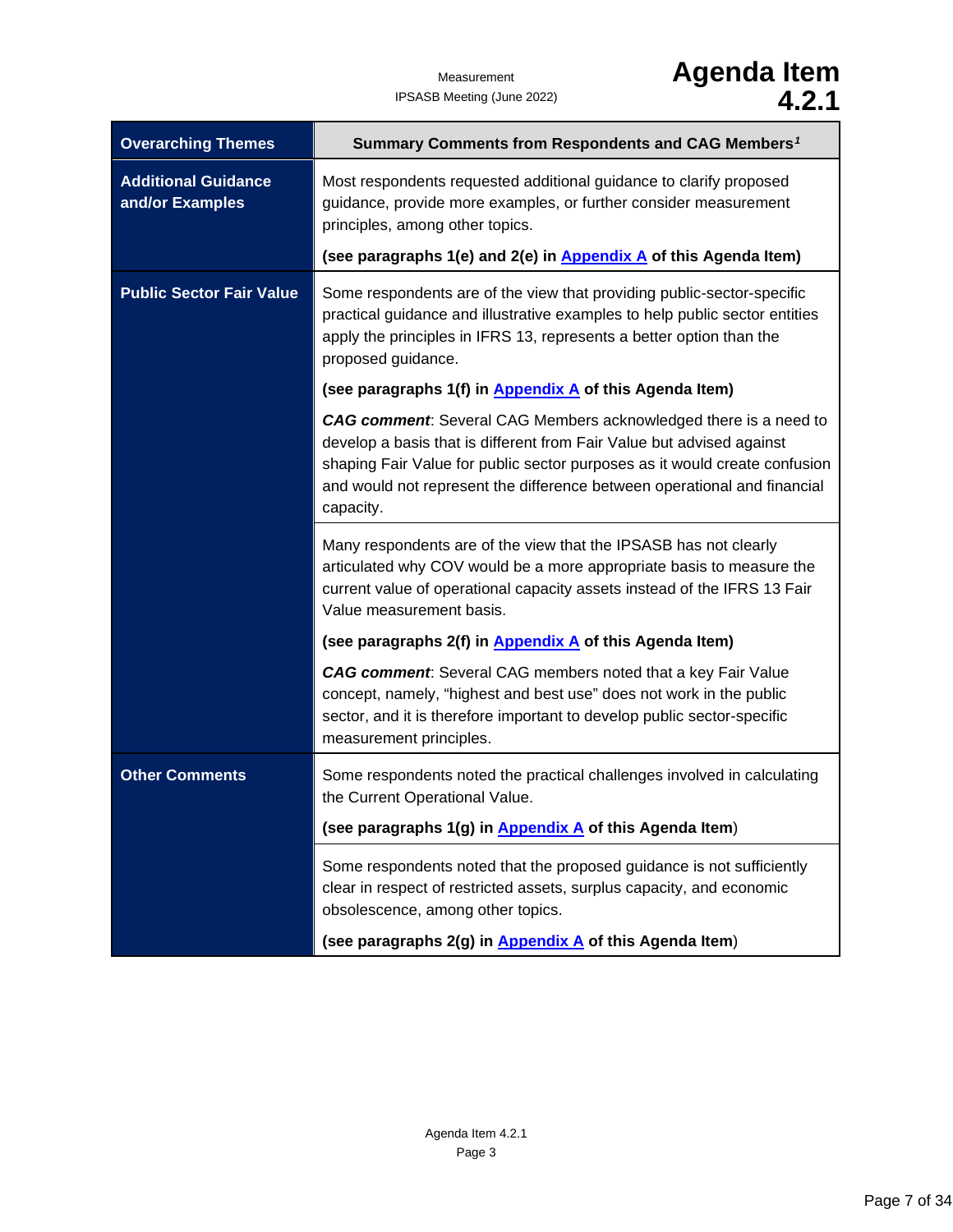| Overarching Themes | Summary Comments from Respondents and CAG Members[1] |
| --- | --- |
| **Additional Guidance and/or Examples** | Most respondents requested additional guidance to clarify proposed guidance, provide more examples, or further consider measurement principles, among other topics.<br><br>**(see paragraphs 1(e) and 2(e) in Appendix A of this Agenda Item)** |
| **Public Sector Fair Value** | Some respondents are of the view that providing public-sector-specific practical guidance and illustrative examples to help public sector entities apply the principles in IFRS 13, represents a better option than the proposed guidance.<br><br>**(see paragraphs 1(f) in Appendix A of this Agenda Item)**<br><br>***CAG comment***: Several CAG Members acknowledged there is a need to develop a basis that is different from Fair Value but advised against shaping Fair Value for public sector purposes as it would create confusion and would not represent the difference between operational and financial capacity. |
| | Many respondents are of the view that the IPSASB has not clearly articulated why COV would be a more appropriate basis to measure the current value of operational capacity assets instead of the IFRS 13 Fair Value measurement basis.<br><br>**(see paragraphs 2(f) in Appendix A of this Agenda Item)**<br><br>***CAG comment***: Several CAG members noted that a key Fair Value concept, namely, "highest and best use" does not work in the public sector, and it is therefore important to develop public sector-specific measurement principles. |
| **Other Comments** | Some respondents noted the practical challenges involved in calculating the Current Operational Value.<br><br>**(see paragraphs 1(g) in Appendix A of this Agenda Item)** |
| | Some respondents noted that the proposed guidance is not sufficiently clear in respect of restricted assets, surplus capacity, and economic obsolescence, among other topics.<br><br>**(see paragraphs 2(g) in Appendix A of this Agenda Item)** |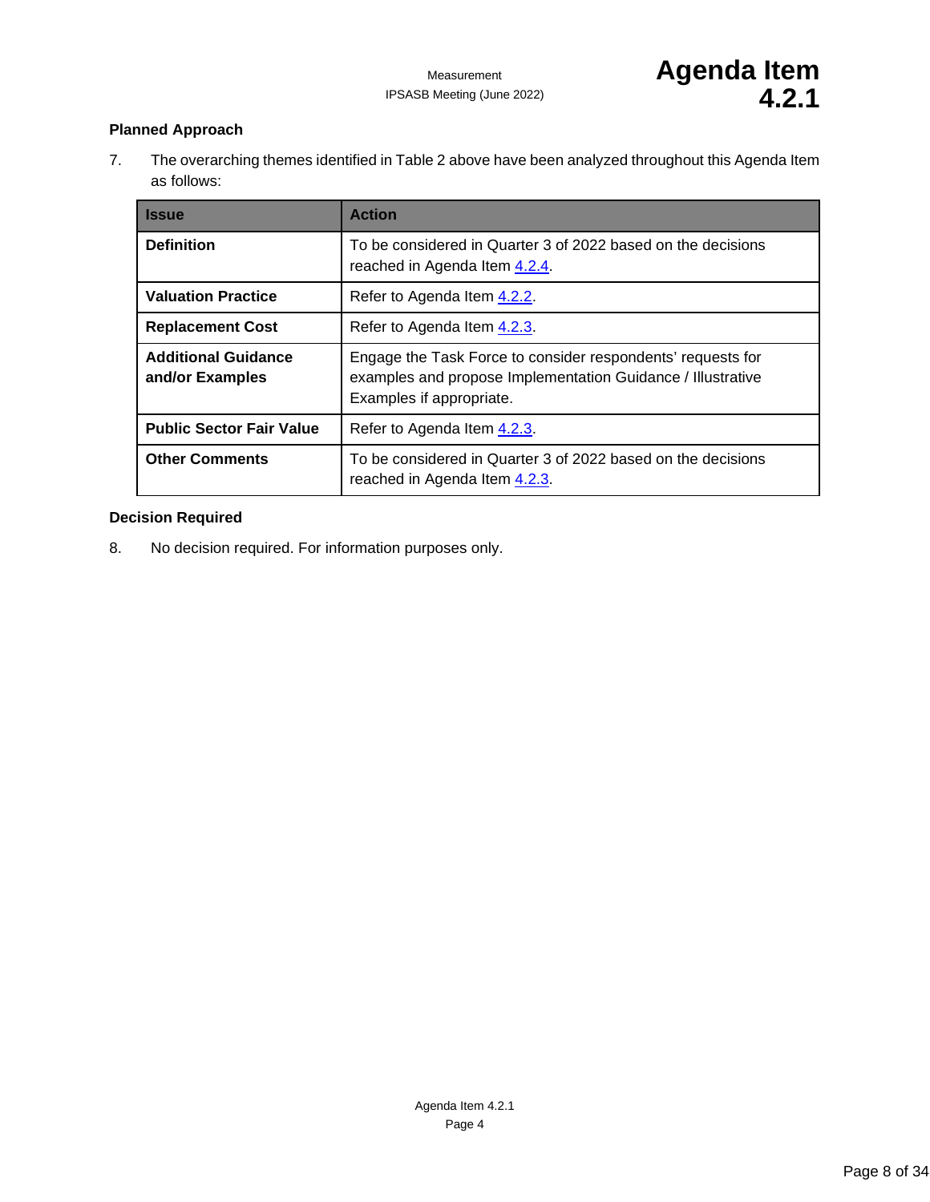**Planned Approach**

7. The overarching themes identified in Table 2 above have been analyzed throughout this Agenda Item as follows:

| Issue | Action |
|---|---|
| **Definition** | To be considered in Quarter 3 of 2022 based on the decisions reached in Agenda Item 4.2.4. |
| **Valuation Practice** | Refer to Agenda Item 4.2.2. |
| **Replacement Cost** | Refer to Agenda Item 4.2.3. |
| **Additional Guidance and/or Examples** | Engage the Task Force to consider respondents' requests for examples and propose Implementation Guidance / Illustrative Examples if appropriate. |
| **Public Sector Fair Value** | Refer to Agenda Item 4.2.3. |
| **Other Comments** | To be considered in Quarter 3 of 2022 based on the decisions reached in Agenda Item 4.2.3. |

**Decision Required**

8. No decision required. For information purposes only.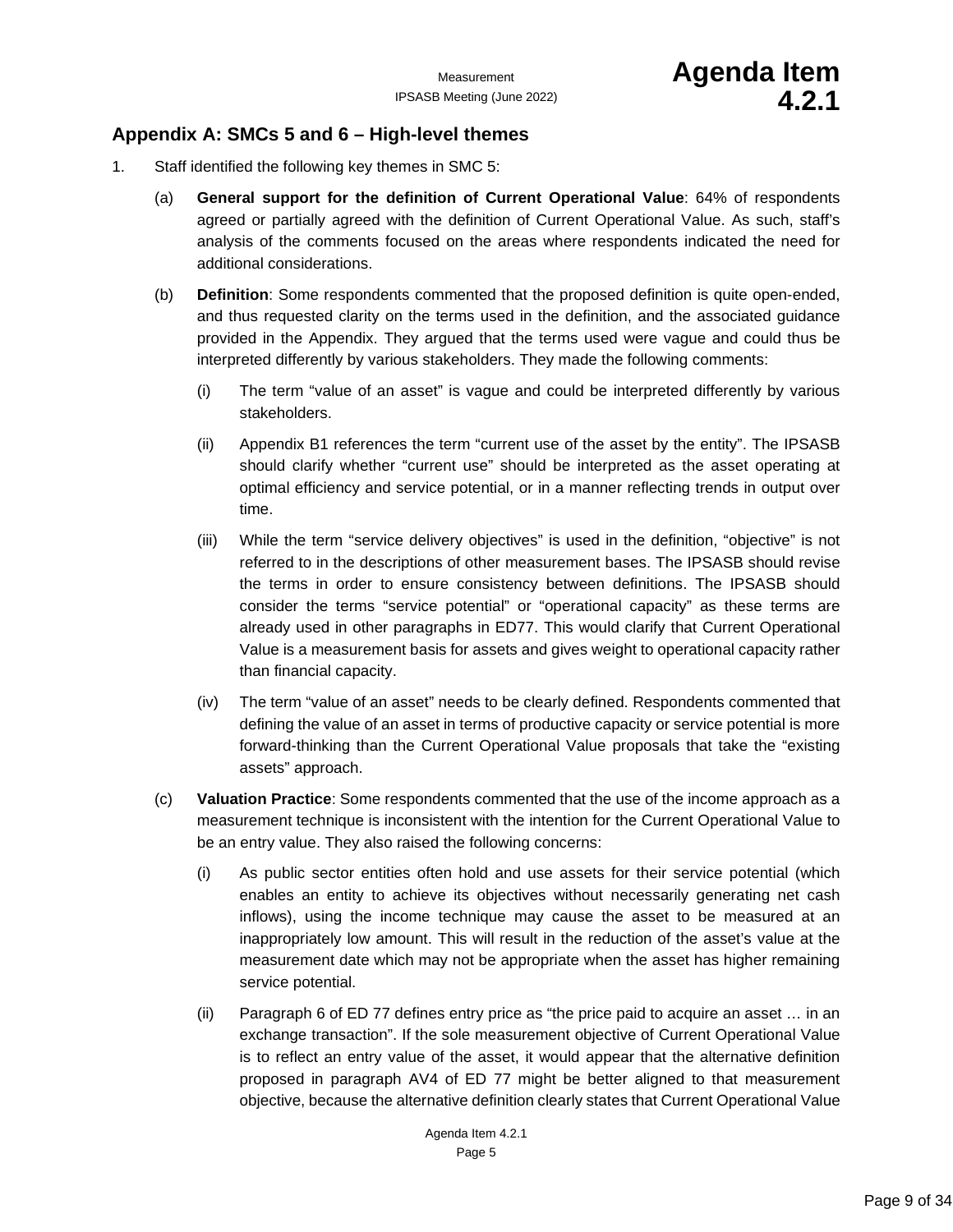## Appendix A: SMCs 5 and 6 – High-level themes

1. Staff identified the following key themes in SMC 5:

   (a) **General support for the definition of Current Operational Value**: 64% of respondents agreed or partially agreed with the definition of Current Operational Value. As such, staff's analysis of the comments focused on the areas where respondents indicated the need for additional considerations.

   (b) **Definition**: Some respondents commented that the proposed definition is quite open-ended, and thus requested clarity on the terms used in the definition, and the associated guidance provided in the Appendix. They argued that the terms used were vague and could thus be interpreted differently by various stakeholders. They made the following comments:

      (i) The term "value of an asset" is vague and could be interpreted differently by various stakeholders.

      (ii) Appendix B1 references the term "current use of the asset by the entity". The IPSASB should clarify whether "current use" should be interpreted as the asset operating at optimal efficiency and service potential, or in a manner reflecting trends in output over time.

      (iii) While the term "service delivery objectives" is used in the definition, "objective" is not referred to in the descriptions of other measurement bases. The IPSASB should revise the terms in order to ensure consistency between definitions. The IPSASB should consider the terms "service potential" or "operational capacity" as these terms are already used in other paragraphs in ED77. This would clarify that Current Operational Value is a measurement basis for assets and gives weight to operational capacity rather than financial capacity.

      (iv) The term "value of an asset" needs to be clearly defined. Respondents commented that defining the value of an asset in terms of productive capacity or service potential is more forward-thinking than the Current Operational Value proposals that take the "existing assets" approach.

   (c) **Valuation Practice**: Some respondents commented that the use of the income approach as a measurement technique is inconsistent with the intention for the Current Operational Value to be an entry value. They also raised the following concerns:

      (i) As public sector entities often hold and use assets for their service potential (which enables an entity to achieve its objectives without necessarily generating net cash inflows), using the income technique may cause the asset to be measured at an inappropriately low amount. This will result in the reduction of the asset's value at the measurement date which may not be appropriate when the asset has higher remaining service potential.

      (ii) Paragraph 6 of ED 77 defines entry price as "the price paid to acquire an asset … in an exchange transaction". If the sole measurement objective of Current Operational Value is to reflect an entry value of the asset, it would appear that the alternative definition proposed in paragraph AV4 of ED 77 might be better aligned to that measurement objective, because the alternative definition clearly states that Current Operational Value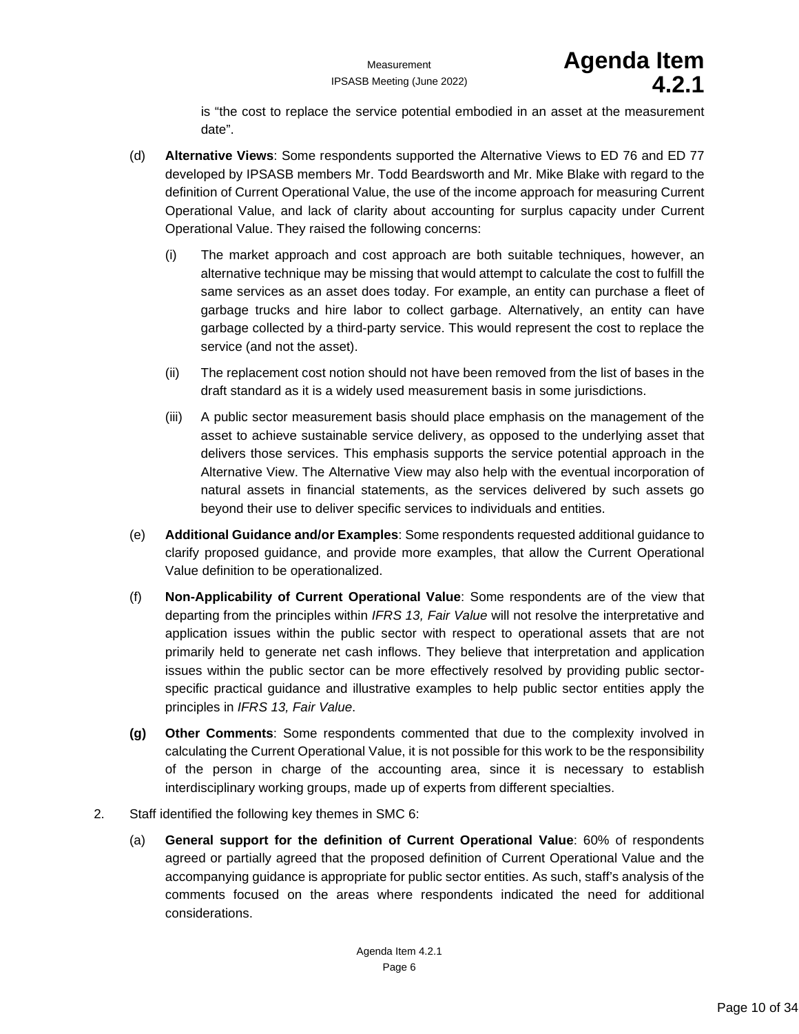is "the cost to replace the service potential embodied in an asset at the measurement date".

(d) **Alternative Views**: Some respondents supported the Alternative Views to ED 76 and ED 77 developed by IPSASB members Mr. Todd Beardsworth and Mr. Mike Blake with regard to the definition of Current Operational Value, the use of the income approach for measuring Current Operational Value, and lack of clarity about accounting for surplus capacity under Current Operational Value. They raised the following concerns:

   (i) The market approach and cost approach are both suitable techniques, however, an alternative technique may be missing that would attempt to calculate the cost to fulfill the same services as an asset does today. For example, an entity can purchase a fleet of garbage trucks and hire labor to collect garbage. Alternatively, an entity can have garbage collected by a third-party service. This would represent the cost to replace the service (and not the asset).

   (ii) The replacement cost notion should not have been removed from the list of bases in the draft standard as it is a widely used measurement basis in some jurisdictions.

   (iii) A public sector measurement basis should place emphasis on the management of the asset to achieve sustainable service delivery, as opposed to the underlying asset that delivers those services. This emphasis supports the service potential approach in the Alternative View. The Alternative View may also help with the eventual incorporation of natural assets in financial statements, as the services delivered by such assets go beyond their use to deliver specific services to individuals and entities.

(e) **Additional Guidance and/or Examples**: Some respondents requested additional guidance to clarify proposed guidance, and provide more examples, that allow the Current Operational Value definition to be operationalized.

(f) **Non-Applicability of Current Operational Value**: Some respondents are of the view that departing from the principles within *IFRS 13, Fair Value* will not resolve the interpretative and application issues within the public sector with respect to operational assets that are not primarily held to generate net cash inflows. They believe that interpretation and application issues within the public sector can be more effectively resolved by providing public sector-specific practical guidance and illustrative examples to help public sector entities apply the principles in *IFRS 13, Fair Value*.

**(g)** **Other Comments**: Some respondents commented that due to the complexity involved in calculating the Current Operational Value, it is not possible for this work to be the responsibility of the person in charge of the accounting area, since it is necessary to establish interdisciplinary working groups, made up of experts from different specialties.

2. Staff identified the following key themes in SMC 6:

   (a) **General support for the definition of Current Operational Value**: 60% of respondents agreed or partially agreed that the proposed definition of Current Operational Value and the accompanying guidance is appropriate for public sector entities. As such, staff's analysis of the comments focused on the areas where respondents indicated the need for additional considerations.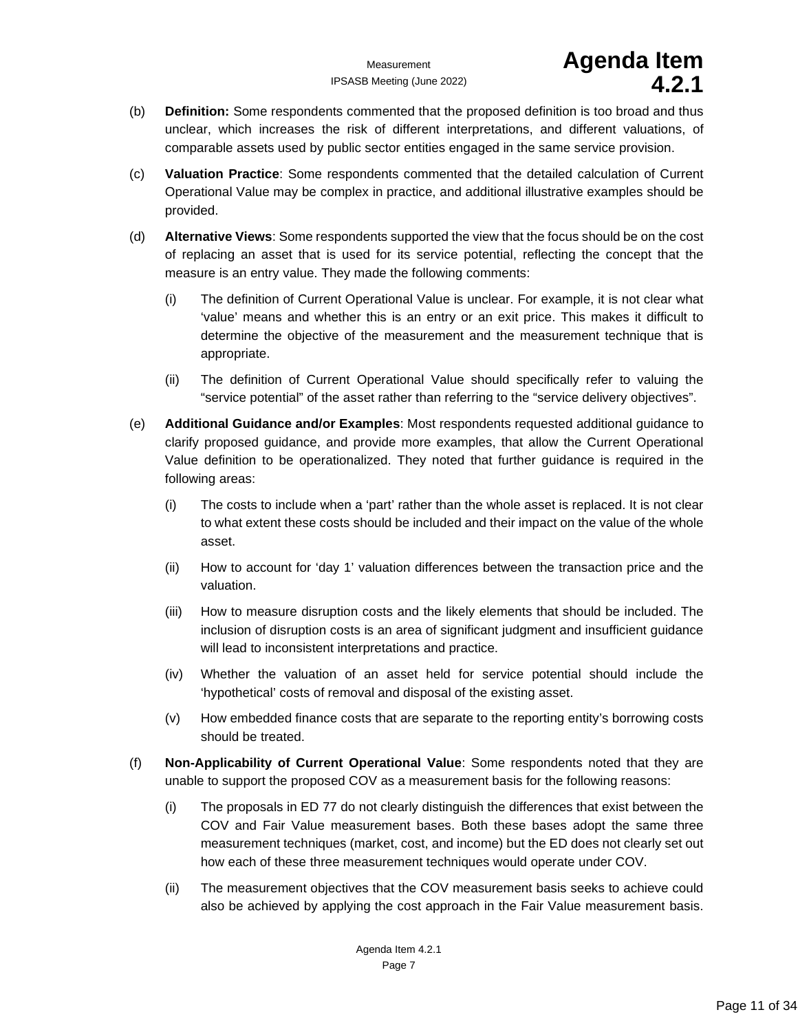(b) **Definition:** Some respondents commented that the proposed definition is too broad and thus unclear, which increases the risk of different interpretations, and different valuations, of comparable assets used by public sector entities engaged in the same service provision.

(c) **Valuation Practice**: Some respondents commented that the detailed calculation of Current Operational Value may be complex in practice, and additional illustrative examples should be provided.

(d) **Alternative Views**: Some respondents supported the view that the focus should be on the cost of replacing an asset that is used for its service potential, reflecting the concept that the measure is an entry value. They made the following comments:

  (i) The definition of Current Operational Value is unclear. For example, it is not clear what 'value' means and whether this is an entry or an exit price. This makes it difficult to determine the objective of the measurement and the measurement technique that is appropriate.

  (ii) The definition of Current Operational Value should specifically refer to valuing the "service potential" of the asset rather than referring to the "service delivery objectives".

(e) **Additional Guidance and/or Examples**: Most respondents requested additional guidance to clarify proposed guidance, and provide more examples, that allow the Current Operational Value definition to be operationalized. They noted that further guidance is required in the following areas:

  (i) The costs to include when a 'part' rather than the whole asset is replaced. It is not clear to what extent these costs should be included and their impact on the value of the whole asset.

  (ii) How to account for 'day 1' valuation differences between the transaction price and the valuation.

  (iii) How to measure disruption costs and the likely elements that should be included. The inclusion of disruption costs is an area of significant judgment and insufficient guidance will lead to inconsistent interpretations and practice.

  (iv) Whether the valuation of an asset held for service potential should include the 'hypothetical' costs of removal and disposal of the existing asset.

  (v) How embedded finance costs that are separate to the reporting entity's borrowing costs should be treated.

(f) **Non-Applicability of Current Operational Value**: Some respondents noted that they are unable to support the proposed COV as a measurement basis for the following reasons:

  (i) The proposals in ED 77 do not clearly distinguish the differences that exist between the COV and Fair Value measurement bases. Both these bases adopt the same three measurement techniques (market, cost, and income) but the ED does not clearly set out how each of these three measurement techniques would operate under COV.

  (ii) The measurement objectives that the COV measurement basis seeks to achieve could also be achieved by applying the cost approach in the Fair Value measurement basis.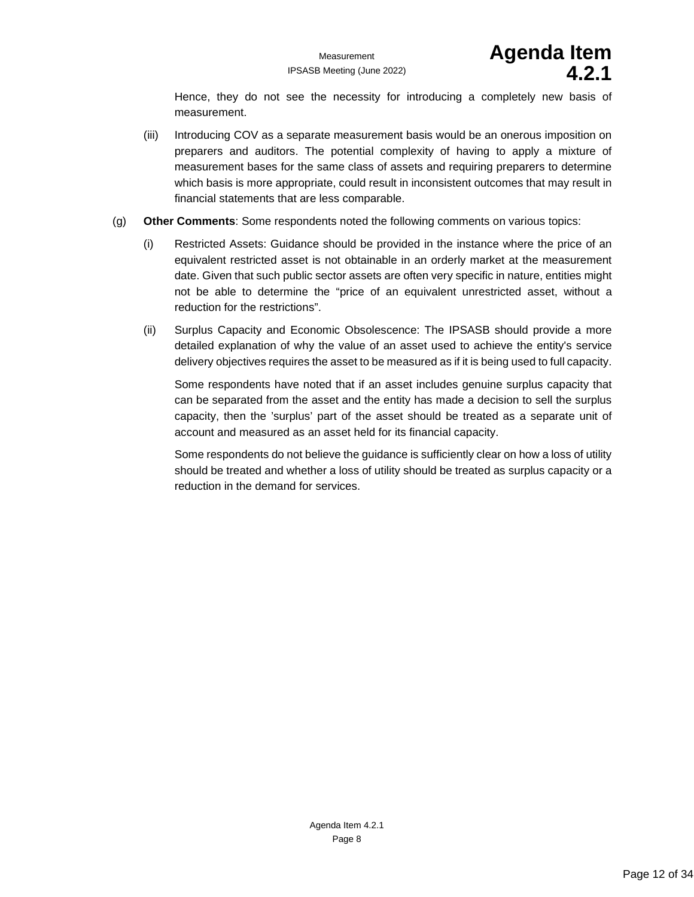Hence, they do not see the necessity for introducing a completely new basis of measurement.

(iii) Introducing COV as a separate measurement basis would be an onerous imposition on preparers and auditors. The potential complexity of having to apply a mixture of measurement bases for the same class of assets and requiring preparers to determine which basis is more appropriate, could result in inconsistent outcomes that may result in financial statements that are less comparable.

(g) **Other Comments**: Some respondents noted the following comments on various topics:

(i) Restricted Assets: Guidance should be provided in the instance where the price of an equivalent restricted asset is not obtainable in an orderly market at the measurement date. Given that such public sector assets are often very specific in nature, entities might not be able to determine the "price of an equivalent unrestricted asset, without a reduction for the restrictions".

(ii) Surplus Capacity and Economic Obsolescence: The IPSASB should provide a more detailed explanation of why the value of an asset used to achieve the entity's service delivery objectives requires the asset to be measured as if it is being used to full capacity.

Some respondents have noted that if an asset includes genuine surplus capacity that can be separated from the asset and the entity has made a decision to sell the surplus capacity, then the 'surplus' part of the asset should be treated as a separate unit of account and measured as an asset held for its financial capacity.

Some respondents do not believe the guidance is sufficiently clear on how a loss of utility should be treated and whether a loss of utility should be treated as surplus capacity or a reduction in the demand for services.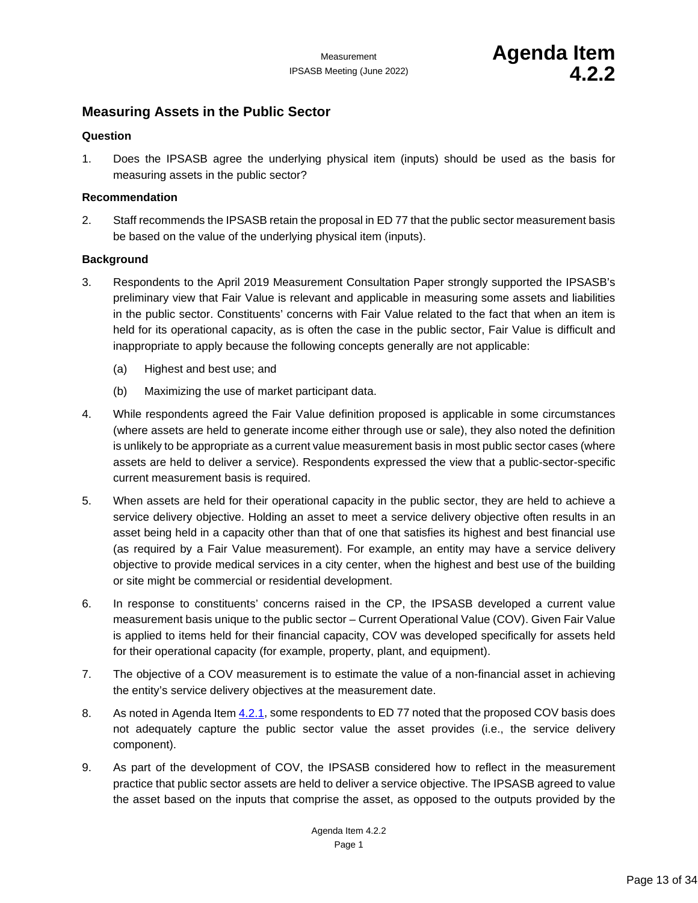## Measuring Assets in the Public Sector

### Question

1. Does the IPSASB agree the underlying physical item (inputs) should be used as the basis for measuring assets in the public sector?

### Recommendation

2. Staff recommends the IPSASB retain the proposal in ED 77 that the public sector measurement basis be based on the value of the underlying physical item (inputs).

### Background

3. Respondents to the April 2019 Measurement Consultation Paper strongly supported the IPSASB's preliminary view that Fair Value is relevant and applicable in measuring some assets and liabilities in the public sector. Constituents' concerns with Fair Value related to the fact that when an item is held for its operational capacity, as is often the case in the public sector, Fair Value is difficult and inappropriate to apply because the following concepts generally are not applicable:

   (a) Highest and best use; and

   (b) Maximizing the use of market participant data.

4. While respondents agreed the Fair Value definition proposed is applicable in some circumstances (where assets are held to generate income either through use or sale), they also noted the definition is unlikely to be appropriate as a current value measurement basis in most public sector cases (where assets are held to deliver a service). Respondents expressed the view that a public-sector-specific current measurement basis is required.

5. When assets are held for their operational capacity in the public sector, they are held to achieve a service delivery objective. Holding an asset to meet a service delivery objective often results in an asset being held in a capacity other than that of one that satisfies its highest and best financial use (as required by a Fair Value measurement). For example, an entity may have a service delivery objective to provide medical services in a city center, when the highest and best use of the building or site might be commercial or residential development.

6. In response to constituents' concerns raised in the CP, the IPSASB developed a current value measurement basis unique to the public sector – Current Operational Value (COV). Given Fair Value is applied to items held for their financial capacity, COV was developed specifically for assets held for their operational capacity (for example, property, plant, and equipment).

7. The objective of a COV measurement is to estimate the value of a non-financial asset in achieving the entity's service delivery objectives at the measurement date.

8. As noted in Agenda Item 4.2.1, some respondents to ED 77 noted that the proposed COV basis does not adequately capture the public sector value the asset provides (i.e., the service delivery component).

9. As part of the development of COV, the IPSASB considered how to reflect in the measurement practice that public sector assets are held to deliver a service objective. The IPSASB agreed to value the asset based on the inputs that comprise the asset, as opposed to the outputs provided by the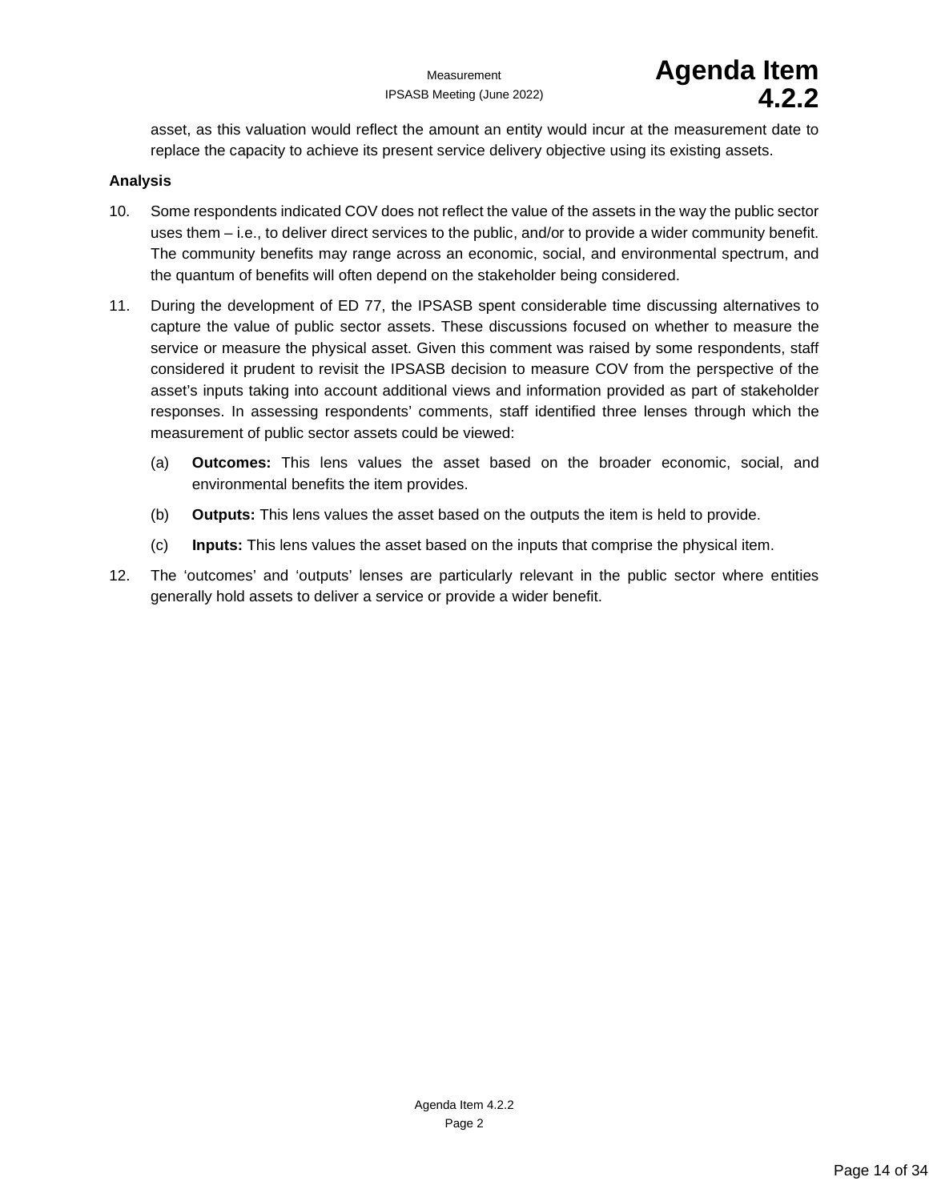asset, as this valuation would reflect the amount an entity would incur at the measurement date to replace the capacity to achieve its present service delivery objective using its existing assets.

**Analysis**

10. Some respondents indicated COV does not reflect the value of the assets in the way the public sector uses them – i.e., to deliver direct services to the public, and/or to provide a wider community benefit. The community benefits may range across an economic, social, and environmental spectrum, and the quantum of benefits will often depend on the stakeholder being considered.

11. During the development of ED 77, the IPSASB spent considerable time discussing alternatives to capture the value of public sector assets. These discussions focused on whether to measure the service or measure the physical asset. Given this comment was raised by some respondents, staff considered it prudent to revisit the IPSASB decision to measure COV from the perspective of the asset's inputs taking into account additional views and information provided as part of stakeholder responses. In assessing respondents' comments, staff identified three lenses through which the measurement of public sector assets could be viewed:

    (a) **Outcomes:** This lens values the asset based on the broader economic, social, and environmental benefits the item provides.

    (b) **Outputs:** This lens values the asset based on the outputs the item is held to provide.

    (c) **Inputs:** This lens values the asset based on the inputs that comprise the physical item.

12. The 'outcomes' and 'outputs' lenses are particularly relevant in the public sector where entities generally hold assets to deliver a service or provide a wider benefit.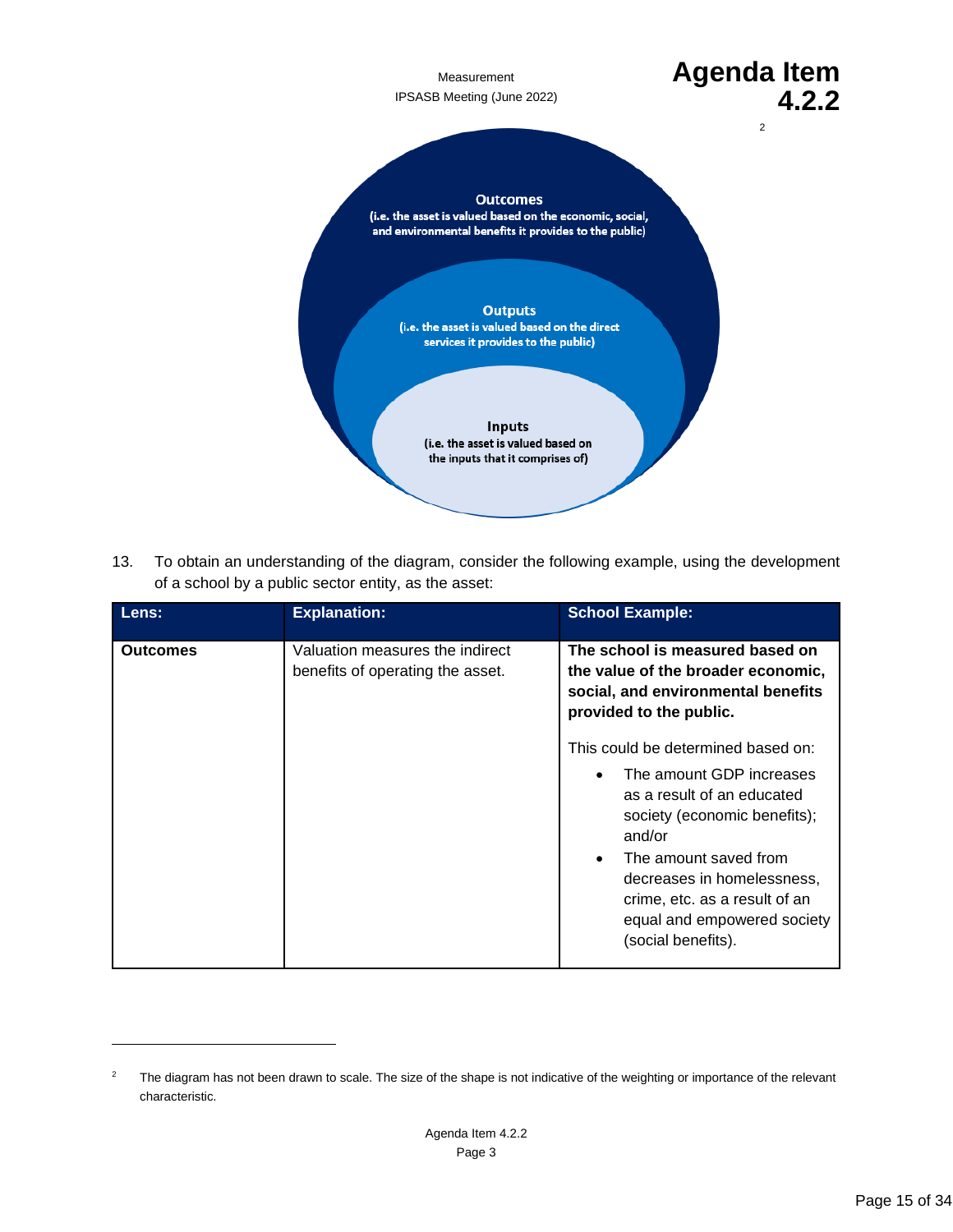Outcomes
(i.e. the asset is valued based on the economic, social, and environmental benefits it provides to the public)

Outputs
(i.e. the asset is valued based on the direct services it provides to the public)

Inputs
(i.e. the asset is valued based on the inputs that it comprises of)

[2]

13. To obtain an understanding of the diagram, consider the following example, using the development of a school by a public sector entity, as the asset:

| Lens: | Explanation: | School Example: |
|---|---|---|
| **Outcomes** | Valuation measures the indirect benefits of operating the asset. | **The school is measured based on the value of the broader economic, social, and environmental benefits provided to the public.**<br><br>This could be determined based on:<br>• The amount GDP increases as a result of an educated society (economic benefits); and/or<br>• The amount saved from decreases in homelessness, crime, etc. as a result of an equal and empowered society (social benefits). |

[2] The diagram has not been drawn to scale. The size of the shape is not indicative of the weighting or importance of the relevant characteristic.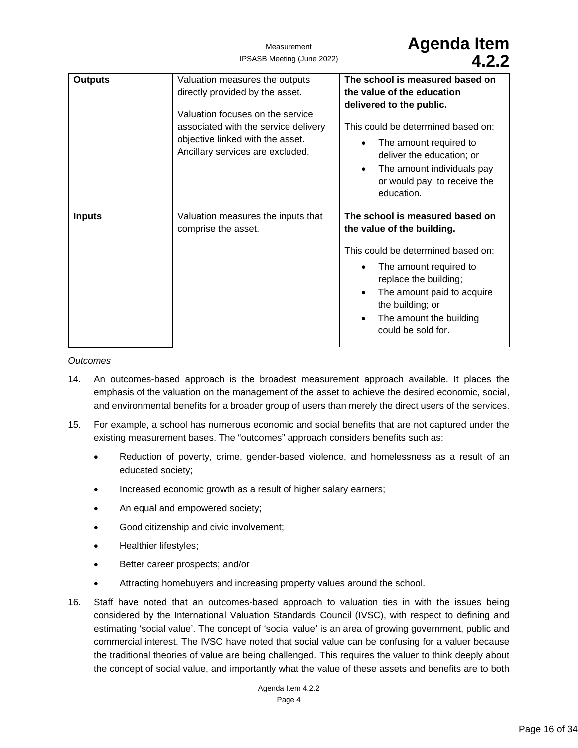| | | |
|---|---|---|
| **Outputs** | Valuation measures the outputs directly provided by the asset.<br><br>Valuation focuses on the service associated with the service delivery objective linked with the asset. Ancillary services are excluded. | **The school is measured based on the value of the education delivered to the public.**<br><br>This could be determined based on:<br>• The amount required to deliver the education; or<br>• The amount individuals pay or would pay, to receive the education. |
| **Inputs** | Valuation measures the inputs that comprise the asset. | **The school is measured based on the value of the building.**<br><br>This could be determined based on:<br>• The amount required to replace the building;<br>• The amount paid to acquire the building; or<br>• The amount the building could be sold for. |

*Outcomes*

14. An outcomes-based approach is the broadest measurement approach available. It places the emphasis of the valuation on the management of the asset to achieve the desired economic, social, and environmental benefits for a broader group of users than merely the direct users of the services.

15. For example, a school has numerous economic and social benefits that are not captured under the existing measurement bases. The "outcomes" approach considers benefits such as:

    - Reduction of poverty, crime, gender-based violence, and homelessness as a result of an educated society;
    - Increased economic growth as a result of higher salary earners;
    - An equal and empowered society;
    - Good citizenship and civic involvement;
    - Healthier lifestyles;
    - Better career prospects; and/or
    - Attracting homebuyers and increasing property values around the school.

16. Staff have noted that an outcomes-based approach to valuation ties in with the issues being considered by the International Valuation Standards Council (IVSC), with respect to defining and estimating 'social value'. The concept of 'social value' is an area of growing government, public and commercial interest. The IVSC have noted that social value can be confusing for a valuer because the traditional theories of value are being challenged. This requires the valuer to think deeply about the concept of social value, and importantly what the value of these assets and benefits are to both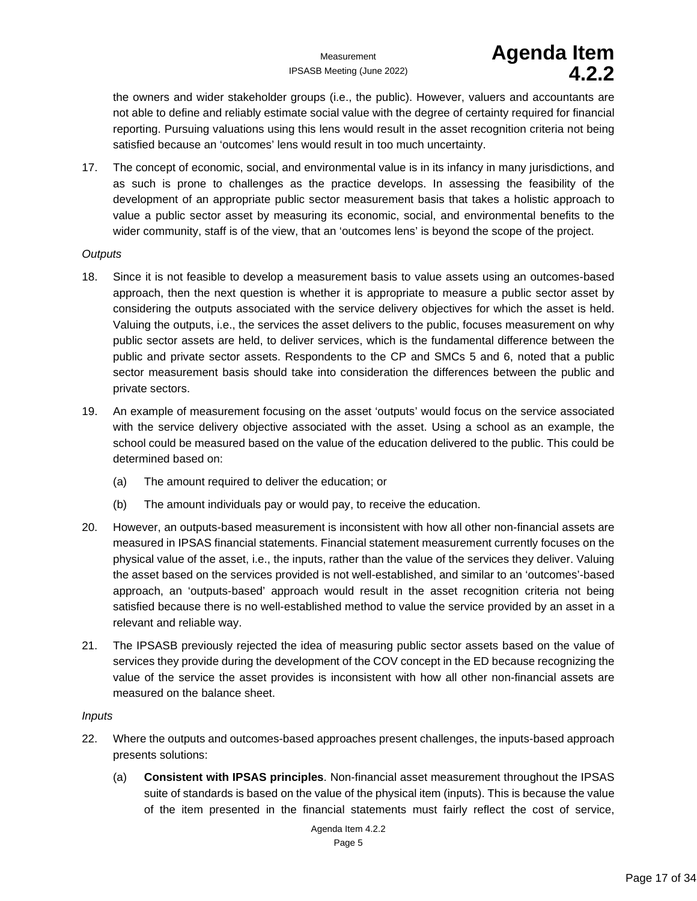the owners and wider stakeholder groups (i.e., the public). However, valuers and accountants are not able to define and reliably estimate social value with the degree of certainty required for financial reporting. Pursuing valuations using this lens would result in the asset recognition criteria not being satisfied because an 'outcomes' lens would result in too much uncertainty.

17. The concept of economic, social, and environmental value is in its infancy in many jurisdictions, and as such is prone to challenges as the practice develops. In assessing the feasibility of the development of an appropriate public sector measurement basis that takes a holistic approach to value a public sector asset by measuring its economic, social, and environmental benefits to the wider community, staff is of the view, that an 'outcomes lens' is beyond the scope of the project.

*Outputs*

18. Since it is not feasible to develop a measurement basis to value assets using an outcomes-based approach, then the next question is whether it is appropriate to measure a public sector asset by considering the outputs associated with the service delivery objectives for which the asset is held. Valuing the outputs, i.e., the services the asset delivers to the public, focuses measurement on why public sector assets are held, to deliver services, which is the fundamental difference between the public and private sector assets. Respondents to the CP and SMCs 5 and 6, noted that a public sector measurement basis should take into consideration the differences between the public and private sectors.

19. An example of measurement focusing on the asset 'outputs' would focus on the service associated with the service delivery objective associated with the asset. Using a school as an example, the school could be measured based on the value of the education delivered to the public. This could be determined based on:

    (a) The amount required to deliver the education; or

    (b) The amount individuals pay or would pay, to receive the education.

20. However, an outputs-based measurement is inconsistent with how all other non-financial assets are measured in IPSAS financial statements. Financial statement measurement currently focuses on the physical value of the asset, i.e., the inputs, rather than the value of the services they deliver. Valuing the asset based on the services provided is not well-established, and similar to an 'outcomes'-based approach, an 'outputs-based' approach would result in the asset recognition criteria not being satisfied because there is no well-established method to value the service provided by an asset in a relevant and reliable way.

21. The IPSASB previously rejected the idea of measuring public sector assets based on the value of services they provide during the development of the COV concept in the ED because recognizing the value of the service the asset provides is inconsistent with how all other non-financial assets are measured on the balance sheet.

*Inputs*

22. Where the outputs and outcomes-based approaches present challenges, the inputs-based approach presents solutions:

    (a) **Consistent with IPSAS principles**. Non-financial asset measurement throughout the IPSAS suite of standards is based on the value of the physical item (inputs). This is because the value of the item presented in the financial statements must fairly reflect the cost of service,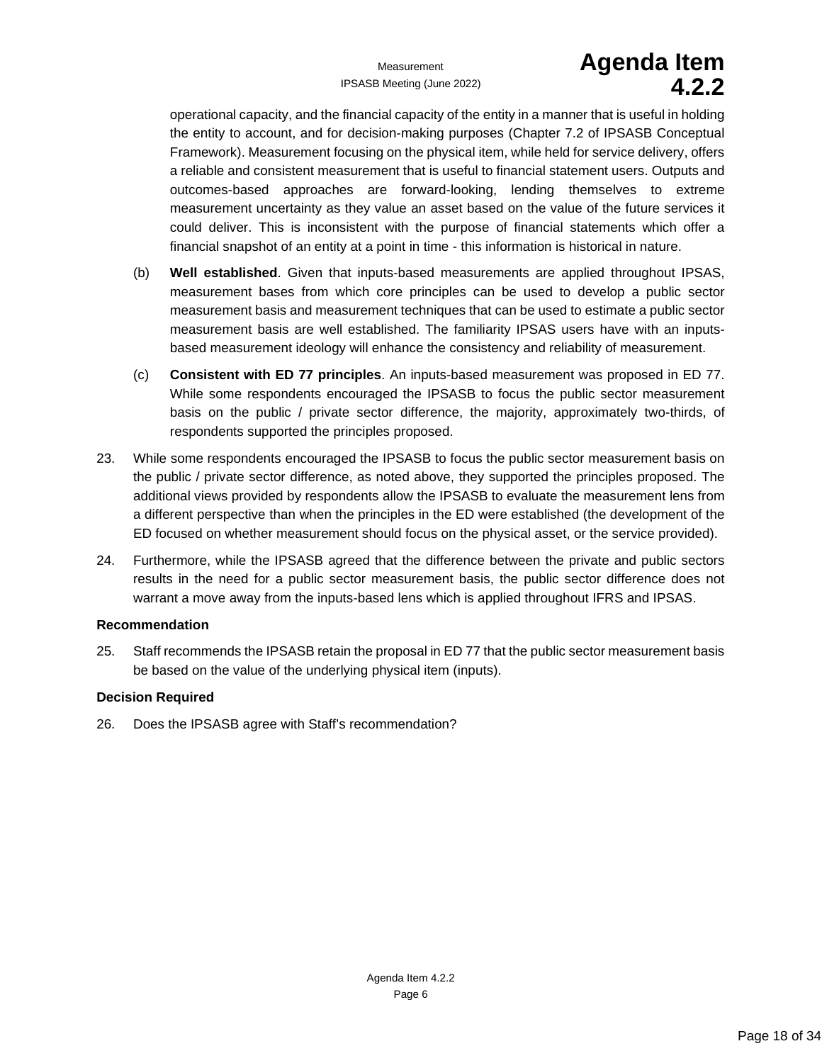operational capacity, and the financial capacity of the entity in a manner that is useful in holding the entity to account, and for decision-making purposes (Chapter 7.2 of IPSASB Conceptual Framework). Measurement focusing on the physical item, while held for service delivery, offers a reliable and consistent measurement that is useful to financial statement users. Outputs and outcomes-based approaches are forward-looking, lending themselves to extreme measurement uncertainty as they value an asset based on the value of the future services it could deliver. This is inconsistent with the purpose of financial statements which offer a financial snapshot of an entity at a point in time - this information is historical in nature.

(b) **Well established**. Given that inputs-based measurements are applied throughout IPSAS, measurement bases from which core principles can be used to develop a public sector measurement basis and measurement techniques that can be used to estimate a public sector measurement basis are well established. The familiarity IPSAS users have with an inputs-based measurement ideology will enhance the consistency and reliability of measurement.

(c) **Consistent with ED 77 principles**. An inputs-based measurement was proposed in ED 77. While some respondents encouraged the IPSASB to focus the public sector measurement basis on the public / private sector difference, the majority, approximately two-thirds, of respondents supported the principles proposed.

23. While some respondents encouraged the IPSASB to focus the public sector measurement basis on the public / private sector difference, as noted above, they supported the principles proposed. The additional views provided by respondents allow the IPSASB to evaluate the measurement lens from a different perspective than when the principles in the ED were established (the development of the ED focused on whether measurement should focus on the physical asset, or the service provided).

24. Furthermore, while the IPSASB agreed that the difference between the private and public sectors results in the need for a public sector measurement basis, the public sector difference does not warrant a move away from the inputs-based lens which is applied throughout IFRS and IPSAS.

**Recommendation**

25. Staff recommends the IPSASB retain the proposal in ED 77 that the public sector measurement basis be based on the value of the underlying physical item (inputs).

**Decision Required**

26. Does the IPSASB agree with Staff's recommendation?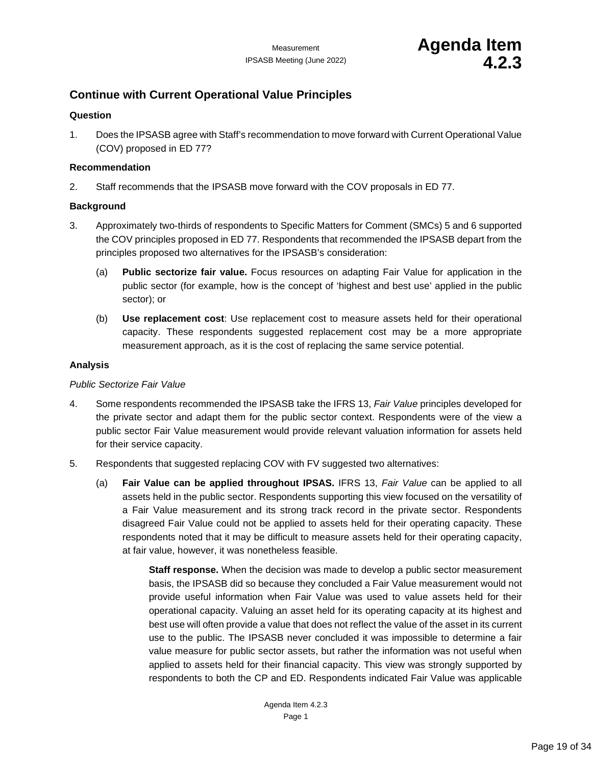## Continue with Current Operational Value Principles

### Question

1. Does the IPSASB agree with Staff's recommendation to move forward with Current Operational Value (COV) proposed in ED 77?

### Recommendation

2. Staff recommends that the IPSASB move forward with the COV proposals in ED 77.

### Background

3. Approximately two-thirds of respondents to Specific Matters for Comment (SMCs) 5 and 6 supported the COV principles proposed in ED 77. Respondents that recommended the IPSASB depart from the principles proposed two alternatives for the IPSASB's consideration:

   (a) **Public sectorize fair value.** Focus resources on adapting Fair Value for application in the public sector (for example, how is the concept of 'highest and best use' applied in the public sector); or

   (b) **Use replacement cost**: Use replacement cost to measure assets held for their operational capacity. These respondents suggested replacement cost may be a more appropriate measurement approach, as it is the cost of replacing the same service potential.

### Analysis

*Public Sectorize Fair Value*

4. Some respondents recommended the IPSASB take the IFRS 13, *Fair Value* principles developed for the private sector and adapt them for the public sector context. Respondents were of the view a public sector Fair Value measurement would provide relevant valuation information for assets held for their service capacity.

5. Respondents that suggested replacing COV with FV suggested two alternatives:

   (a) **Fair Value can be applied throughout IPSAS.** IFRS 13, *Fair Value* can be applied to all assets held in the public sector. Respondents supporting this view focused on the versatility of a Fair Value measurement and its strong track record in the private sector. Respondents disagreed Fair Value could not be applied to assets held for their operating capacity. These respondents noted that it may be difficult to measure assets held for their operating capacity, at fair value, however, it was nonetheless feasible.

      **Staff response.** When the decision was made to develop a public sector measurement basis, the IPSASB did so because they concluded a Fair Value measurement would not provide useful information when Fair Value was used to value assets held for their operational capacity. Valuing an asset held for its operating capacity at its highest and best use will often provide a value that does not reflect the value of the asset in its current use to the public. The IPSASB never concluded it was impossible to determine a fair value measure for public sector assets, but rather the information was not useful when applied to assets held for their financial capacity. This view was strongly supported by respondents to both the CP and ED. Respondents indicated Fair Value was applicable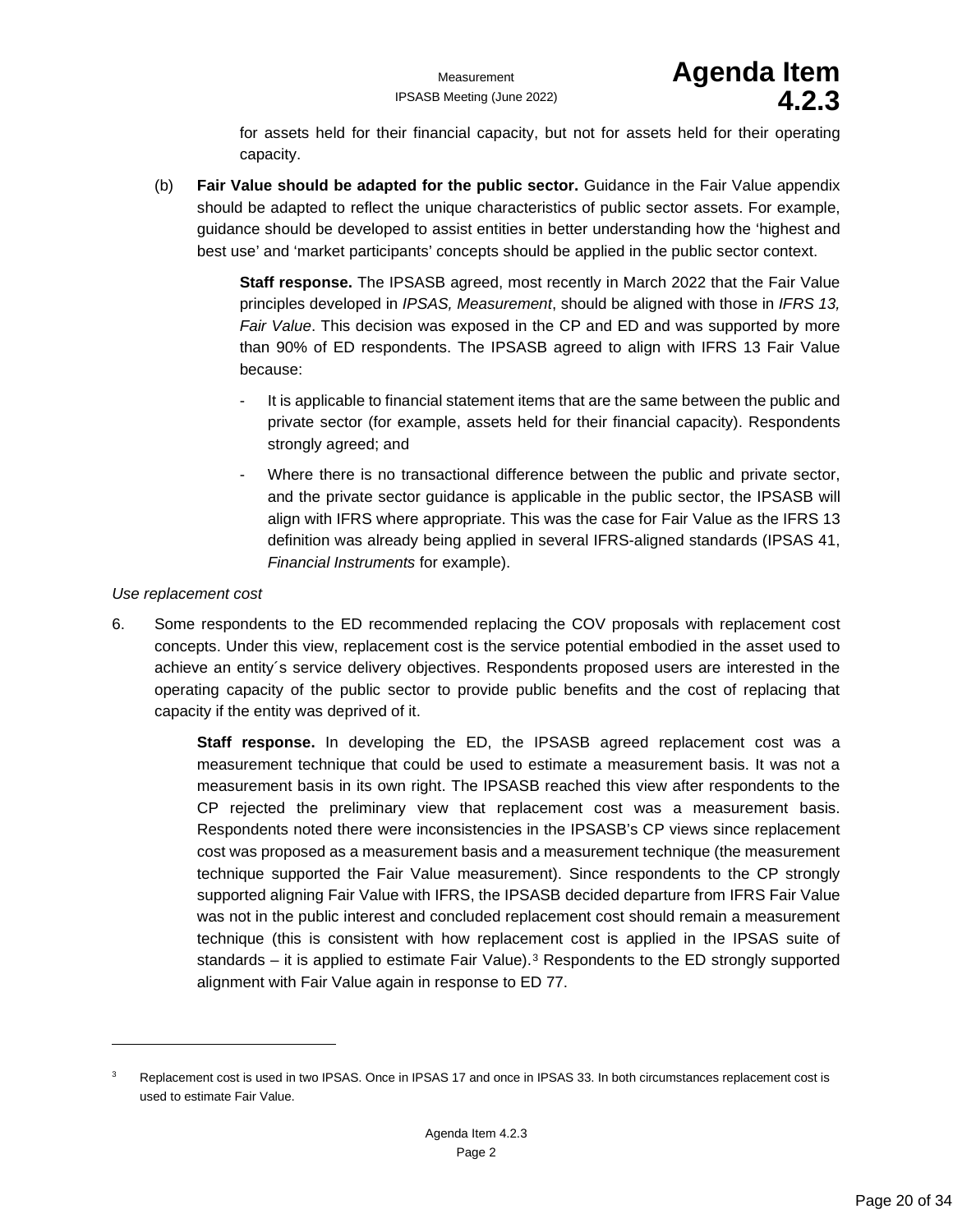for assets held for their financial capacity, but not for assets held for their operating capacity.

(b) **Fair Value should be adapted for the public sector.** Guidance in the Fair Value appendix should be adapted to reflect the unique characteristics of public sector assets. For example, guidance should be developed to assist entities in better understanding how the 'highest and best use' and 'market participants' concepts should be applied in the public sector context.

> **Staff response.** The IPSASB agreed, most recently in March 2022 that the Fair Value principles developed in *IPSAS, Measurement*, should be aligned with those in *IFRS 13, Fair Value*. This decision was exposed in the CP and ED and was supported by more than 90% of ED respondents. The IPSASB agreed to align with IFRS 13 Fair Value because:
>
> - It is applicable to financial statement items that are the same between the public and private sector (for example, assets held for their financial capacity). Respondents strongly agreed; and
> - Where there is no transactional difference between the public and private sector, and the private sector guidance is applicable in the public sector, the IPSASB will align with IFRS where appropriate. This was the case for Fair Value as the IFRS 13 definition was already being applied in several IFRS-aligned standards (IPSAS 41, *Financial Instruments* for example).

*Use replacement cost*

6. Some respondents to the ED recommended replacing the COV proposals with replacement cost concepts. Under this view, replacement cost is the service potential embodied in the asset used to achieve an entity´s service delivery objectives. Respondents proposed users are interested in the operating capacity of the public sector to provide public benefits and the cost of replacing that capacity if the entity was deprived of it.

> **Staff response.** In developing the ED, the IPSASB agreed replacement cost was a measurement technique that could be used to estimate a measurement basis. It was not a measurement basis in its own right. The IPSASB reached this view after respondents to the CP rejected the preliminary view that replacement cost was a measurement basis. Respondents noted there were inconsistencies in the IPSASB's CP views since replacement cost was proposed as a measurement basis and a measurement technique (the measurement technique supported the Fair Value measurement). Since respondents to the CP strongly supported aligning Fair Value with IFRS, the IPSASB decided departure from IFRS Fair Value was not in the public interest and concluded replacement cost should remain a measurement technique (this is consistent with how replacement cost is applied in the IPSAS suite of standards – it is applied to estimate Fair Value).[3] Respondents to the ED strongly supported alignment with Fair Value again in response to ED 77.

---

[3] Replacement cost is used in two IPSAS. Once in IPSAS 17 and once in IPSAS 33. In both circumstances replacement cost is used to estimate Fair Value.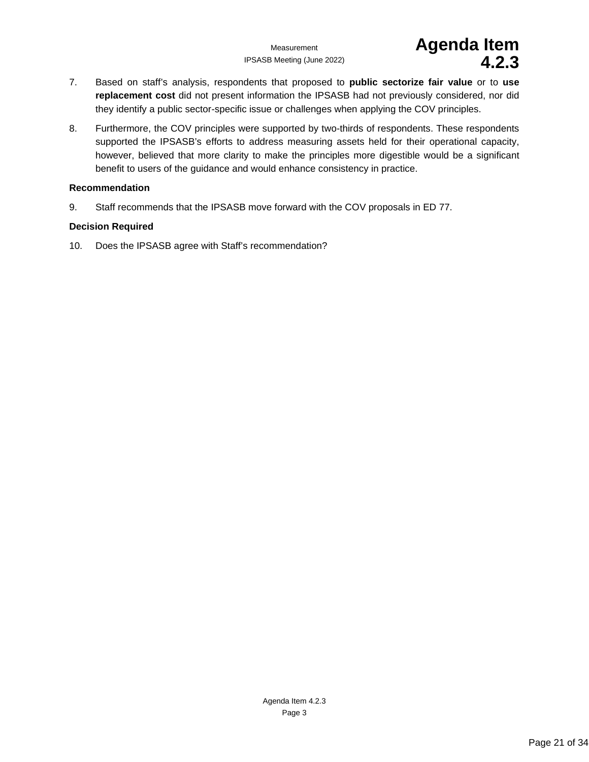7. Based on staff's analysis, respondents that proposed to **public sectorize fair value** or to **use replacement cost** did not present information the IPSASB had not previously considered, nor did they identify a public sector-specific issue or challenges when applying the COV principles.

8. Furthermore, the COV principles were supported by two-thirds of respondents. These respondents supported the IPSASB's efforts to address measuring assets held for their operational capacity, however, believed that more clarity to make the principles more digestible would be a significant benefit to users of the guidance and would enhance consistency in practice.

**Recommendation**

9. Staff recommends that the IPSASB move forward with the COV proposals in ED 77.

**Decision Required**

10. Does the IPSASB agree with Staff's recommendation?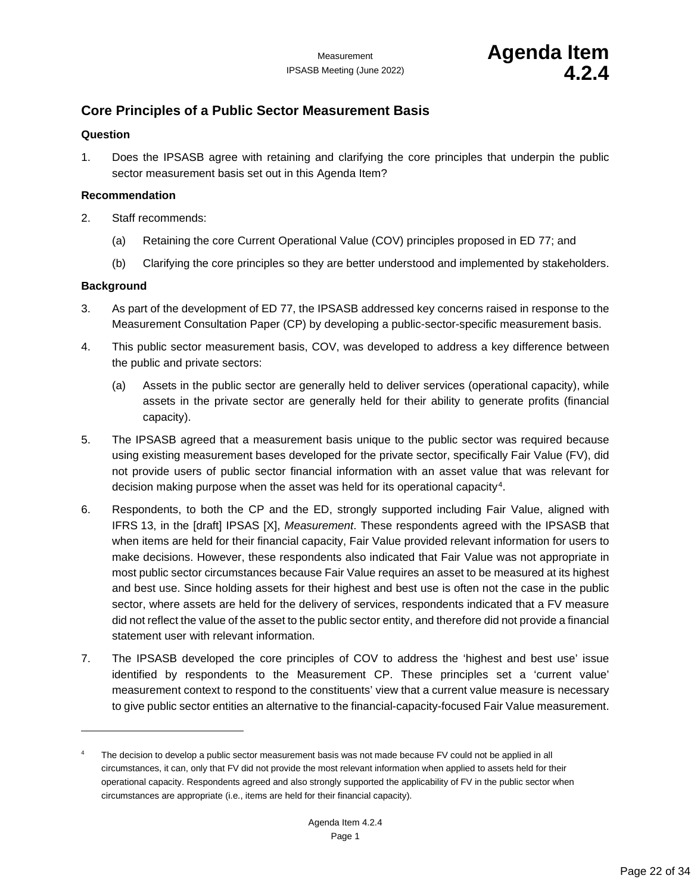## Core Principles of a Public Sector Measurement Basis

**Question**

1. Does the IPSASB agree with retaining and clarifying the core principles that underpin the public sector measurement basis set out in this Agenda Item?

**Recommendation**

2. Staff recommends:

   (a) Retaining the core Current Operational Value (COV) principles proposed in ED 77; and

   (b) Clarifying the core principles so they are better understood and implemented by stakeholders.

**Background**

3. As part of the development of ED 77, the IPSASB addressed key concerns raised in response to the Measurement Consultation Paper (CP) by developing a public-sector-specific measurement basis.

4. This public sector measurement basis, COV, was developed to address a key difference between the public and private sectors:

   (a) Assets in the public sector are generally held to deliver services (operational capacity), while assets in the private sector are generally held for their ability to generate profits (financial capacity).

5. The IPSASB agreed that a measurement basis unique to the public sector was required because using existing measurement bases developed for the private sector, specifically Fair Value (FV), did not provide users of public sector financial information with an asset value that was relevant for decision making purpose when the asset was held for its operational capacity[4].

6. Respondents, to both the CP and the ED, strongly supported including Fair Value, aligned with IFRS 13, in the [draft] IPSAS [X], *Measurement*. These respondents agreed with the IPSASB that when items are held for their financial capacity, Fair Value provided relevant information for users to make decisions. However, these respondents also indicated that Fair Value was not appropriate in most public sector circumstances because Fair Value requires an asset to be measured at its highest and best use. Since holding assets for their highest and best use is often not the case in the public sector, where assets are held for the delivery of services, respondents indicated that a FV measure did not reflect the value of the asset to the public sector entity, and therefore did not provide a financial statement user with relevant information.

7. The IPSASB developed the core principles of COV to address the 'highest and best use' issue identified by respondents to the Measurement CP. These principles set a 'current value' measurement context to respond to the constituents' view that a current value measure is necessary to give public sector entities an alternative to the financial-capacity-focused Fair Value measurement.

---

[4] The decision to develop a public sector measurement basis was not made because FV could not be applied in all circumstances, it can, only that FV did not provide the most relevant information when applied to assets held for their operational capacity. Respondents agreed and also strongly supported the applicability of FV in the public sector when circumstances are appropriate (i.e., items are held for their financial capacity).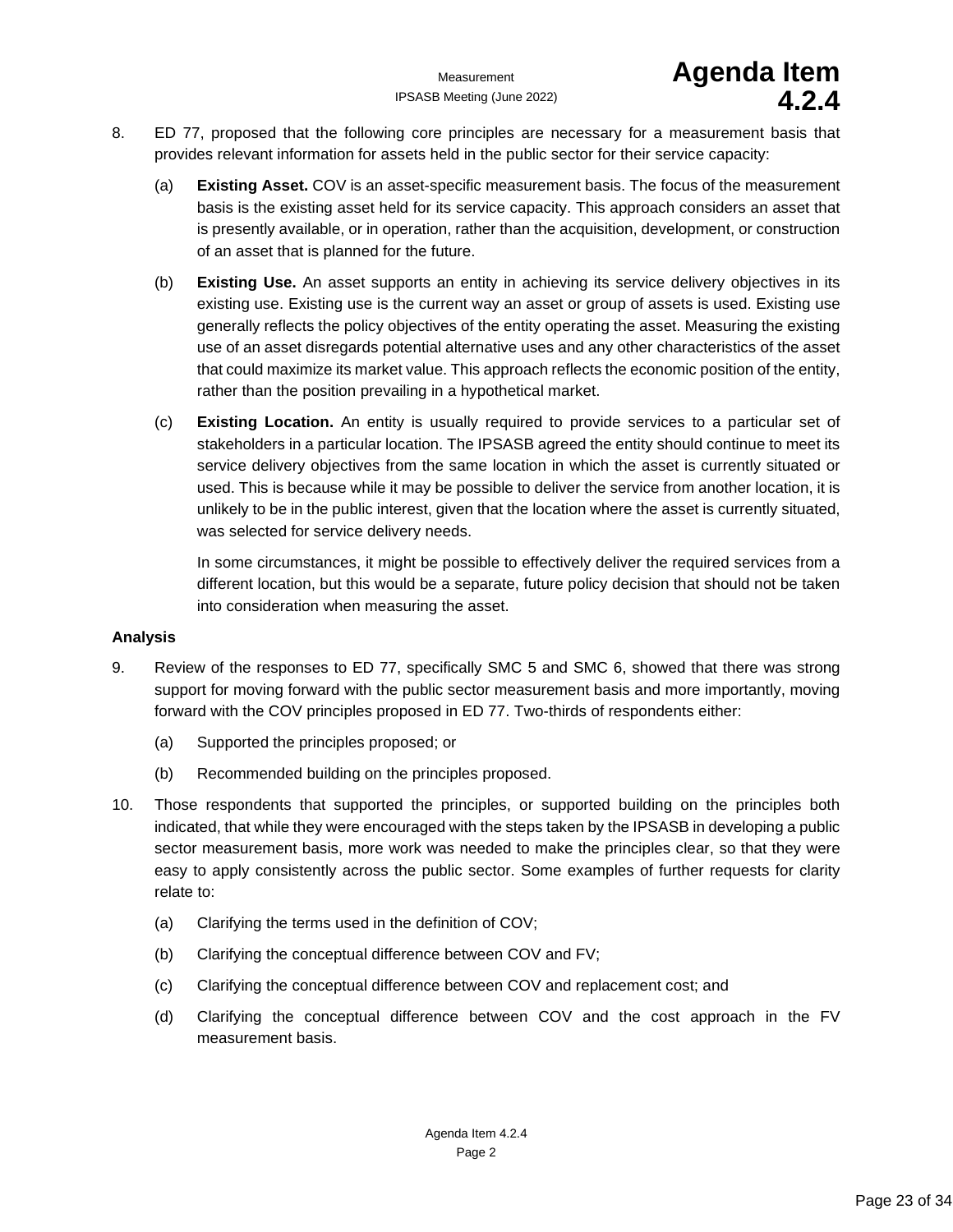8. ED 77, proposed that the following core principles are necessary for a measurement basis that provides relevant information for assets held in the public sector for their service capacity:

   (a) **Existing Asset.** COV is an asset-specific measurement basis. The focus of the measurement basis is the existing asset held for its service capacity. This approach considers an asset that is presently available, or in operation, rather than the acquisition, development, or construction of an asset that is planned for the future.

   (b) **Existing Use.** An asset supports an entity in achieving its service delivery objectives in its existing use. Existing use is the current way an asset or group of assets is used. Existing use generally reflects the policy objectives of the entity operating the asset. Measuring the existing use of an asset disregards potential alternative uses and any other characteristics of the asset that could maximize its market value. This approach reflects the economic position of the entity, rather than the position prevailing in a hypothetical market.

   (c) **Existing Location.** An entity is usually required to provide services to a particular set of stakeholders in a particular location. The IPSASB agreed the entity should continue to meet its service delivery objectives from the same location in which the asset is currently situated or used. This is because while it may be possible to deliver the service from another location, it is unlikely to be in the public interest, given that the location where the asset is currently situated, was selected for service delivery needs.

       In some circumstances, it might be possible to effectively deliver the required services from a different location, but this would be a separate, future policy decision that should not be taken into consideration when measuring the asset.

**Analysis**

9. Review of the responses to ED 77, specifically SMC 5 and SMC 6, showed that there was strong support for moving forward with the public sector measurement basis and more importantly, moving forward with the COV principles proposed in ED 77. Two-thirds of respondents either:

   (a) Supported the principles proposed; or

   (b) Recommended building on the principles proposed.

10. Those respondents that supported the principles, or supported building on the principles both indicated, that while they were encouraged with the steps taken by the IPSASB in developing a public sector measurement basis, more work was needed to make the principles clear, so that they were easy to apply consistently across the public sector. Some examples of further requests for clarity relate to:

    (a) Clarifying the terms used in the definition of COV;

    (b) Clarifying the conceptual difference between COV and FV;

    (c) Clarifying the conceptual difference between COV and replacement cost; and

    (d) Clarifying the conceptual difference between COV and the cost approach in the FV measurement basis.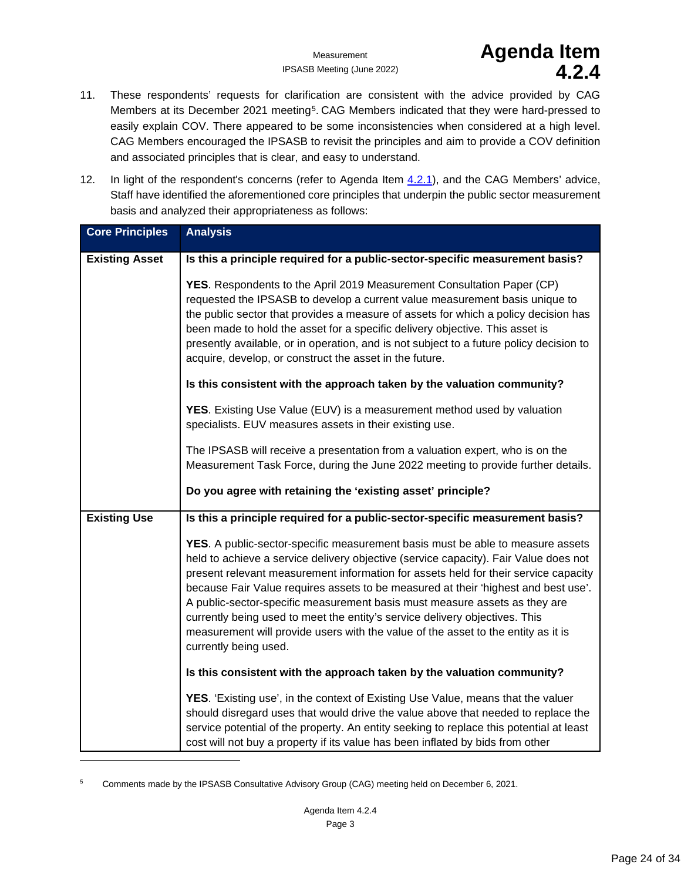11. These respondents' requests for clarification are consistent with the advice provided by CAG Members at its December 2021 meeting[5]. CAG Members indicated that they were hard-pressed to easily explain COV. There appeared to be some inconsistencies when considered at a high level. CAG Members encouraged the IPSASB to revisit the principles and aim to provide a COV definition and associated principles that is clear, and easy to understand.

12. In light of the respondent's concerns (refer to Agenda Item 4.2.1), and the CAG Members' advice, Staff have identified the aforementioned core principles that underpin the public sector measurement basis and analyzed their appropriateness as follows:

| Core Principles | Analysis |
|---|---|
| **Existing Asset** | **Is this a principle required for a public-sector-specific measurement basis?**<br><br>**YES**. Respondents to the April 2019 Measurement Consultation Paper (CP) requested the IPSASB to develop a current value measurement basis unique to the public sector that provides a measure of assets for which a policy decision has been made to hold the asset for a specific delivery objective. This asset is presently available, or in operation, and is not subject to a future policy decision to acquire, develop, or construct the asset in the future.<br><br>**Is this consistent with the approach taken by the valuation community?**<br><br>**YES**. Existing Use Value (EUV) is a measurement method used by valuation specialists. EUV measures assets in their existing use.<br><br>The IPSASB will receive a presentation from a valuation expert, who is on the Measurement Task Force, during the June 2022 meeting to provide further details.<br><br>**Do you agree with retaining the 'existing asset' principle?** |
| **Existing Use** | **Is this a principle required for a public-sector-specific measurement basis?**<br><br>**YES**. A public-sector-specific measurement basis must be able to measure assets held to achieve a service delivery objective (service capacity). Fair Value does not present relevant measurement information for assets held for their service capacity because Fair Value requires assets to be measured at their 'highest and best use'. A public-sector-specific measurement basis must measure assets as they are currently being used to meet the entity's service delivery objectives. This measurement will provide users with the value of the asset to the entity as it is currently being used.<br><br>**Is this consistent with the approach taken by the valuation community?**<br><br>**YES**. 'Existing use', in the context of Existing Use Value, means that the valuer should disregard uses that would drive the value above that needed to replace the service potential of the property. An entity seeking to replace this potential at least cost will not buy a property if its value has been inflated by bids from other |

[5] Comments made by the IPSASB Consultative Advisory Group (CAG) meeting held on December 6, 2021.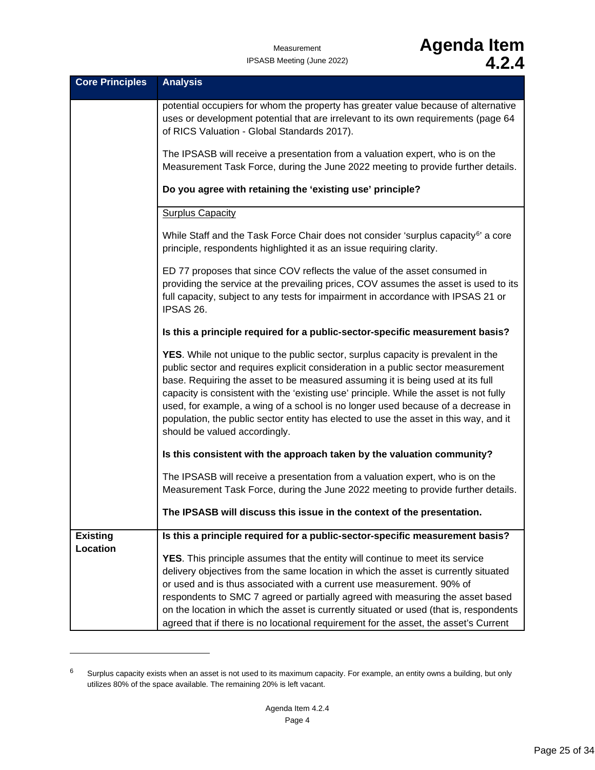| Core Principles | Analysis |
|---|---|
| | potential occupiers for whom the property has greater value because of alternative uses or development potential that are irrelevant to its own requirements (page 64 of RICS Valuation - Global Standards 2017).<br><br>The IPSASB will receive a presentation from a valuation expert, who is on the Measurement Task Force, during the June 2022 meeting to provide further details.<br><br>**Do you agree with retaining the 'existing use' principle?** |
| | <u>Surplus Capacity</u><br><br>While Staff and the Task Force Chair does not consider 'surplus capacity[6]' a core principle, respondents highlighted it as an issue requiring clarity.<br><br>ED 77 proposes that since COV reflects the value of the asset consumed in providing the service at the prevailing prices, COV assumes the asset is used to its full capacity, subject to any tests for impairment in accordance with IPSAS 21 or IPSAS 26.<br><br>**Is this a principle required for a public-sector-specific measurement basis?**<br><br>**YES**. While not unique to the public sector, surplus capacity is prevalent in the public sector and requires explicit consideration in a public sector measurement base. Requiring the asset to be measured assuming it is being used at its full capacity is consistent with the 'existing use' principle. While the asset is not fully used, for example, a wing of a school is no longer used because of a decrease in population, the public sector entity has elected to use the asset in this way, and it should be valued accordingly.<br><br>**Is this consistent with the approach taken by the valuation community?**<br><br>The IPSASB will receive a presentation from a valuation expert, who is on the Measurement Task Force, during the June 2022 meeting to provide further details.<br><br>**The IPSASB will discuss this issue in the context of the presentation.** |
| **Existing Location** | **Is this a principle required for a public-sector-specific measurement basis?**<br><br>**YES**. This principle assumes that the entity will continue to meet its service delivery objectives from the same location in which the asset is currently situated or used and is thus associated with a current use measurement. 90% of respondents to SMC 7 agreed or partially agreed with measuring the asset based on the location in which the asset is currently situated or used (that is, respondents agreed that if there is no locational requirement for the asset, the asset's Current |

[6] Surplus capacity exists when an asset is not used to its maximum capacity. For example, an entity owns a building, but only utilizes 80% of the space available. The remaining 20% is left vacant.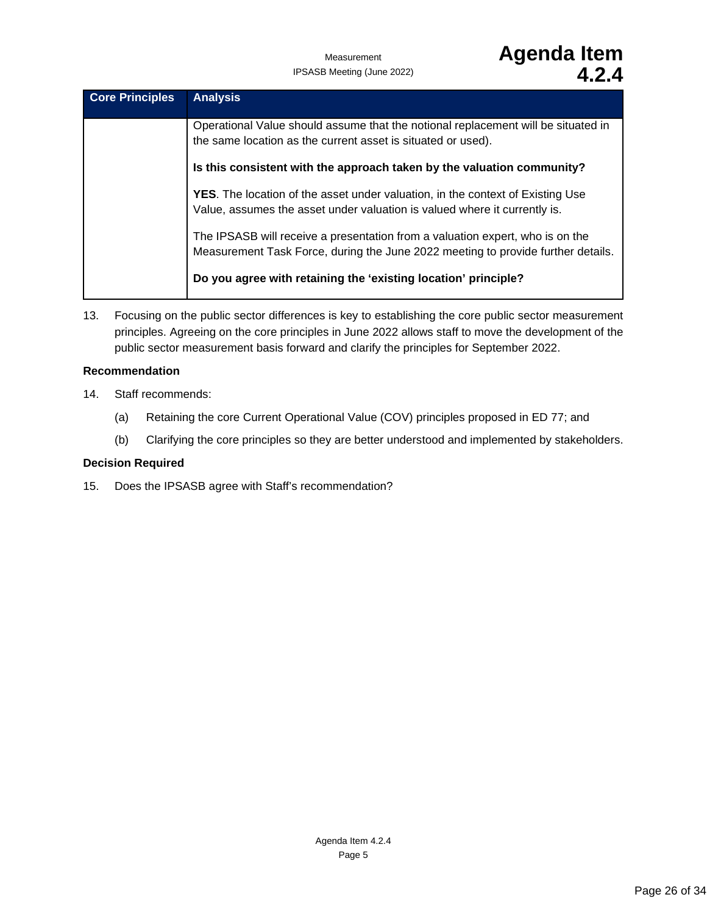| Core Principles | Analysis |
| --- | --- |
| | Operational Value should assume that the notional replacement will be situated in the same location as the current asset is situated or used).<br><br>**Is this consistent with the approach taken by the valuation community?**<br><br>**YES**. The location of the asset under valuation, in the context of Existing Use Value, assumes the asset under valuation is valued where it currently is.<br><br>The IPSASB will receive a presentation from a valuation expert, who is on the Measurement Task Force, during the June 2022 meeting to provide further details.<br><br>**Do you agree with retaining the 'existing location' principle?** |

13. Focusing on the public sector differences is key to establishing the core public sector measurement principles. Agreeing on the core principles in June 2022 allows staff to move the development of the public sector measurement basis forward and clarify the principles for September 2022.

**Recommendation**

14. Staff recommends:

    (a) Retaining the core Current Operational Value (COV) principles proposed in ED 77; and

    (b) Clarifying the core principles so they are better understood and implemented by stakeholders.

**Decision Required**

15. Does the IPSASB agree with Staff's recommendation?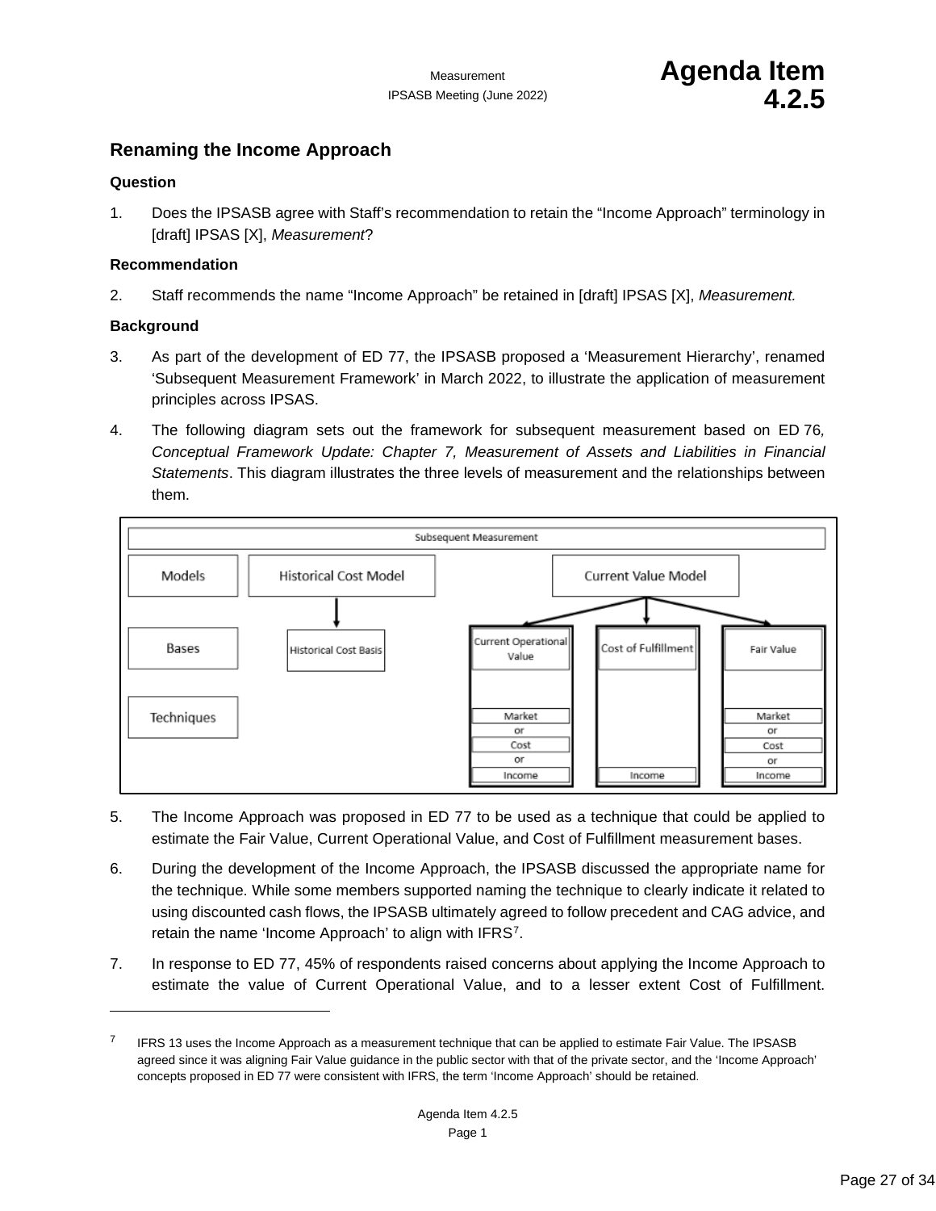## Renaming the Income Approach

**Question**

1. Does the IPSASB agree with Staff's recommendation to retain the "Income Approach" terminology in [draft] IPSAS [X], *Measurement*?

**Recommendation**

2. Staff recommends the name "Income Approach" be retained in [draft] IPSAS [X], *Measurement.*

**Background**

3. As part of the development of ED 77, the IPSASB proposed a 'Measurement Hierarchy', renamed 'Subsequent Measurement Framework' in March 2022, to illustrate the application of measurement principles across IPSAS.

4. The following diagram sets out the framework for subsequent measurement based on ED 76*, Conceptual Framework Update: Chapter 7, Measurement of Assets and Liabilities in Financial Statements*. This diagram illustrates the three levels of measurement and the relationships between them.

| Subsequent Measurement | | | | |
|---|---|---|---|---|
| **Models** | Historical Cost Model | Current Value Model | | |
| **Bases** | Historical Cost Basis | Current Operational Value | Cost of Fulfillment | Fair Value |
| **Techniques** | | Market or Cost or Income | Income | Market or Cost or Income |

5. The Income Approach was proposed in ED 77 to be used as a technique that could be applied to estimate the Fair Value, Current Operational Value, and Cost of Fulfillment measurement bases.

6. During the development of the Income Approach, the IPSASB discussed the appropriate name for the technique. While some members supported naming the technique to clearly indicate it related to using discounted cash flows, the IPSASB ultimately agreed to follow precedent and CAG advice, and retain the name 'Income Approach' to align with IFRS[7].

7. In response to ED 77, 45% of respondents raised concerns about applying the Income Approach to estimate the value of Current Operational Value, and to a lesser extent Cost of Fulfillment.

---

[7] IFRS 13 uses the Income Approach as a measurement technique that can be applied to estimate Fair Value. The IPSASB agreed since it was aligning Fair Value guidance in the public sector with that of the private sector, and the 'Income Approach' concepts proposed in ED 77 were consistent with IFRS, the term 'Income Approach' should be retained.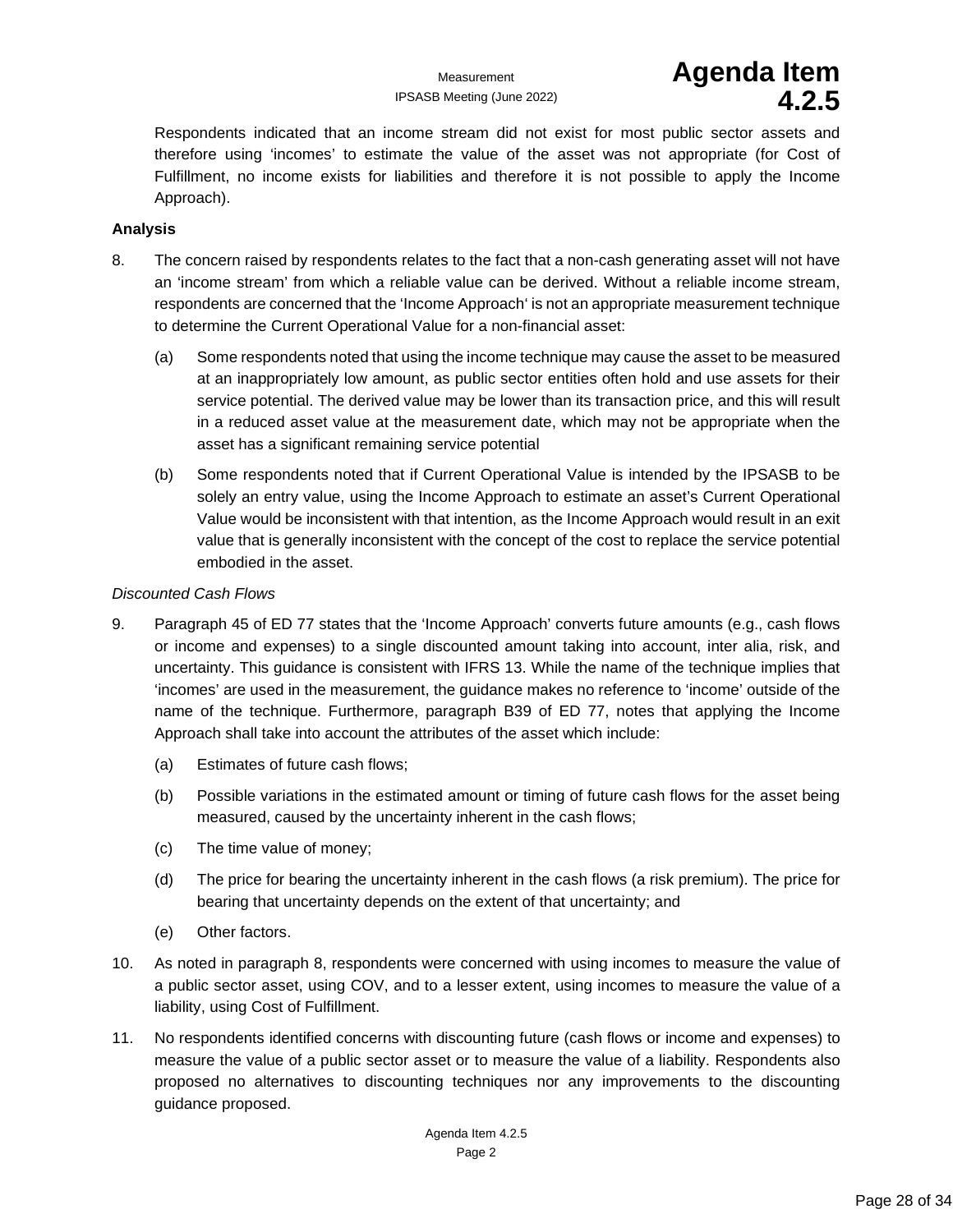Respondents indicated that an income stream did not exist for most public sector assets and therefore using 'incomes' to estimate the value of the asset was not appropriate (for Cost of Fulfillment, no income exists for liabilities and therefore it is not possible to apply the Income Approach).

**Analysis**

8. The concern raised by respondents relates to the fact that a non-cash generating asset will not have an 'income stream' from which a reliable value can be derived. Without a reliable income stream, respondents are concerned that the 'Income Approach' is not an appropriate measurement technique to determine the Current Operational Value for a non-financial asset:

   (a) Some respondents noted that using the income technique may cause the asset to be measured at an inappropriately low amount, as public sector entities often hold and use assets for their service potential. The derived value may be lower than its transaction price, and this will result in a reduced asset value at the measurement date, which may not be appropriate when the asset has a significant remaining service potential

   (b) Some respondents noted that if Current Operational Value is intended by the IPSASB to be solely an entry value, using the Income Approach to estimate an asset's Current Operational Value would be inconsistent with that intention, as the Income Approach would result in an exit value that is generally inconsistent with the concept of the cost to replace the service potential embodied in the asset.

*Discounted Cash Flows*

9. Paragraph 45 of ED 77 states that the 'Income Approach' converts future amounts (e.g., cash flows or income and expenses) to a single discounted amount taking into account, inter alia, risk, and uncertainty. This guidance is consistent with IFRS 13. While the name of the technique implies that 'incomes' are used in the measurement, the guidance makes no reference to 'income' outside of the name of the technique. Furthermore, paragraph B39 of ED 77, notes that applying the Income Approach shall take into account the attributes of the asset which include:

   (a) Estimates of future cash flows;

   (b) Possible variations in the estimated amount or timing of future cash flows for the asset being measured, caused by the uncertainty inherent in the cash flows;

   (c) The time value of money;

   (d) The price for bearing the uncertainty inherent in the cash flows (a risk premium). The price for bearing that uncertainty depends on the extent of that uncertainty; and

   (e) Other factors.

10. As noted in paragraph 8, respondents were concerned with using incomes to measure the value of a public sector asset, using COV, and to a lesser extent, using incomes to measure the value of a liability, using Cost of Fulfillment.

11. No respondents identified concerns with discounting future (cash flows or income and expenses) to measure the value of a public sector asset or to measure the value of a liability. Respondents also proposed no alternatives to discounting techniques nor any improvements to the discounting guidance proposed.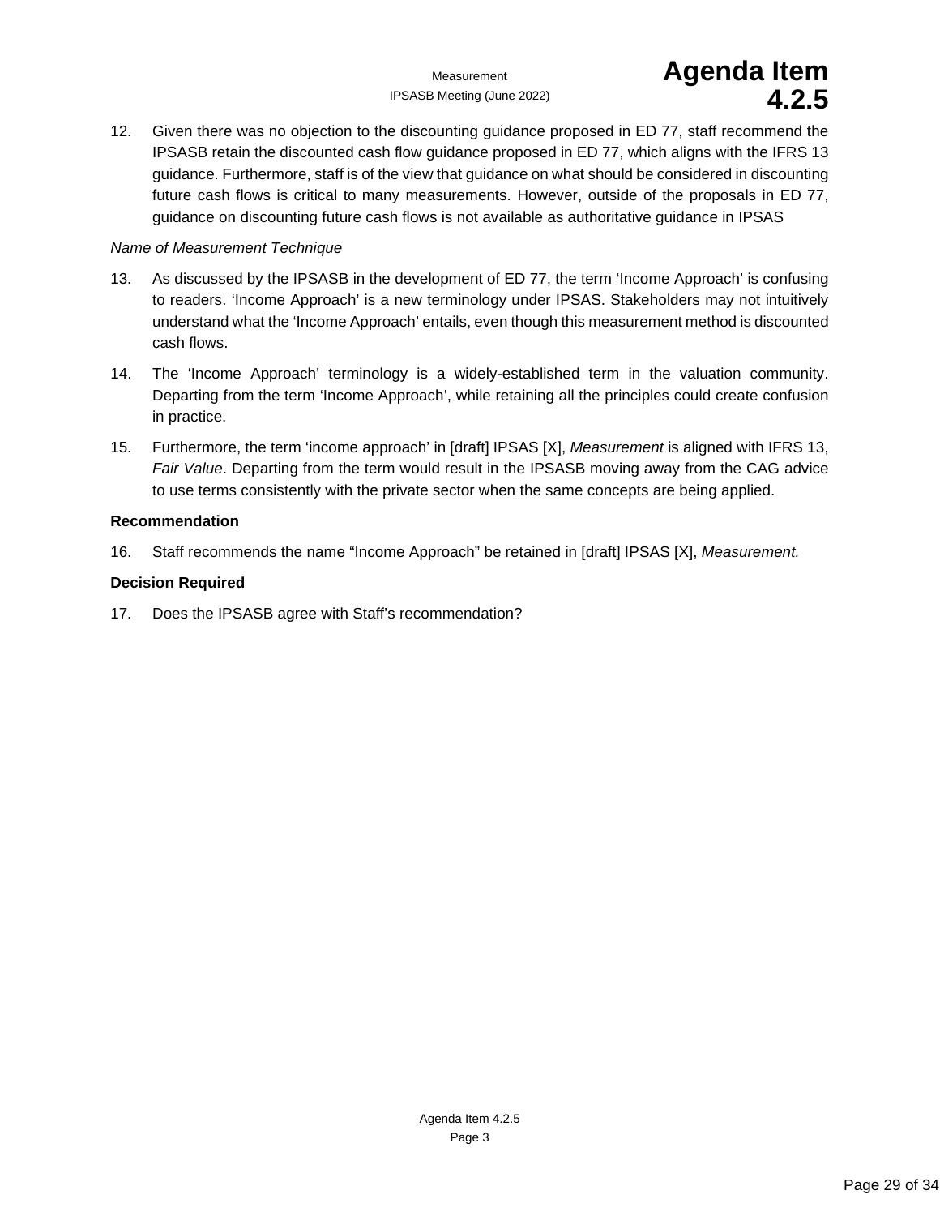12. Given there was no objection to the discounting guidance proposed in ED 77, staff recommend the IPSASB retain the discounted cash flow guidance proposed in ED 77, which aligns with the IFRS 13 guidance. Furthermore, staff is of the view that guidance on what should be considered in discounting future cash flows is critical to many measurements. However, outside of the proposals in ED 77, guidance on discounting future cash flows is not available as authoritative guidance in IPSAS

*Name of Measurement Technique*

13. As discussed by the IPSASB in the development of ED 77, the term 'Income Approach' is confusing to readers. 'Income Approach' is a new terminology under IPSAS. Stakeholders may not intuitively understand what the 'Income Approach' entails, even though this measurement method is discounted cash flows.

14. The 'Income Approach' terminology is a widely-established term in the valuation community. Departing from the term 'Income Approach', while retaining all the principles could create confusion in practice.

15. Furthermore, the term 'income approach' in [draft] IPSAS [X], *Measurement* is aligned with IFRS 13, *Fair Value*. Departing from the term would result in the IPSASB moving away from the CAG advice to use terms consistently with the private sector when the same concepts are being applied.

**Recommendation**

16. Staff recommends the name "Income Approach" be retained in [draft] IPSAS [X], *Measurement.*

**Decision Required**

17. Does the IPSASB agree with Staff's recommendation?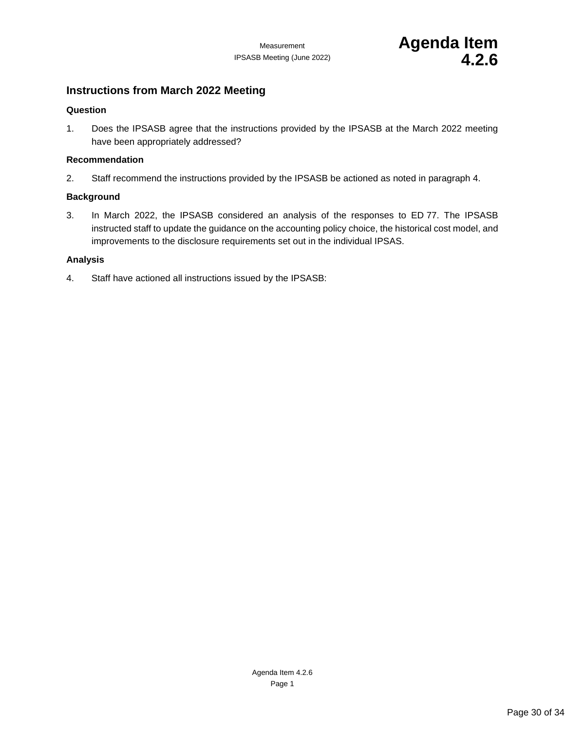## Instructions from March 2022 Meeting

**Question**

1. Does the IPSASB agree that the instructions provided by the IPSASB at the March 2022 meeting have been appropriately addressed?

**Recommendation**

2. Staff recommend the instructions provided by the IPSASB be actioned as noted in paragraph 4.

**Background**

3. In March 2022, the IPSASB considered an analysis of the responses to ED 77. The IPSASB instructed staff to update the guidance on the accounting policy choice, the historical cost model, and improvements to the disclosure requirements set out in the individual IPSAS.

**Analysis**

4. Staff have actioned all instructions issued by the IPSASB: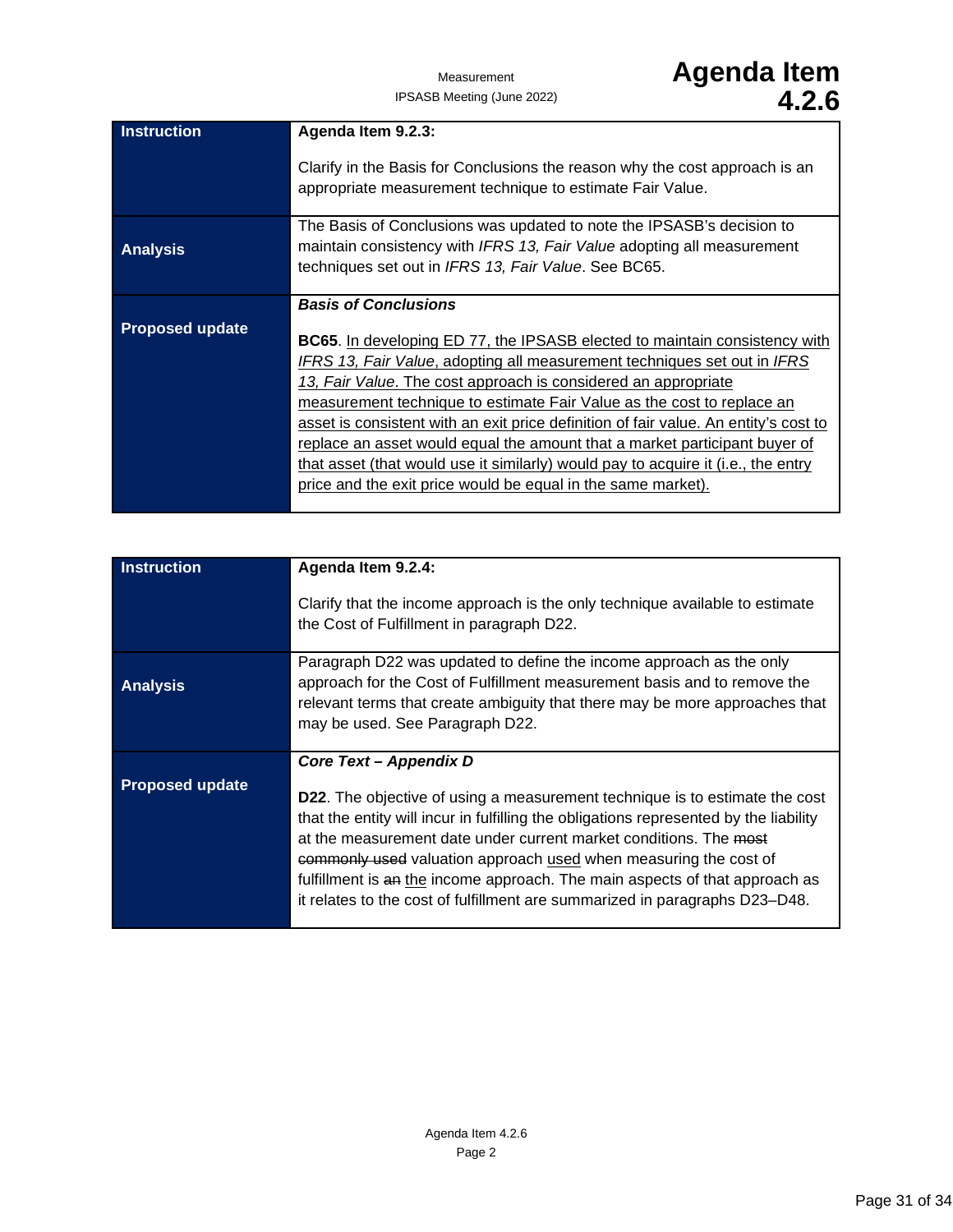| Instruction | **Agenda Item 9.2.3:**<br><br>Clarify in the Basis for Conclusions the reason why the cost approach is an appropriate measurement technique to estimate Fair Value. |
|---|---|
| **Analysis** | The Basis of Conclusions was updated to note the IPSASB's decision to maintain consistency with *IFRS 13, Fair Value* adopting all measurement techniques set out in *IFRS 13, Fair Value*. See BC65. |
| **Proposed update** | ***Basis of Conclusions***<br><br>**BC65**. <u>In developing ED 77, the IPSASB elected to maintain consistency with *IFRS 13, Fair Value*, adopting all measurement techniques set out in *IFRS 13, Fair Value*. The cost approach is considered an appropriate measurement technique to estimate Fair Value as the cost to replace an asset is consistent with an exit price definition of fair value. An entity's cost to replace an asset would equal the amount that a market participant buyer of that asset (that would use it similarly) would pay to acquire it (i.e., the entry price and the exit price would be equal in the same market).</u> |

| Instruction | **Agenda Item 9.2.4:**<br><br>Clarify that the income approach is the only technique available to estimate the Cost of Fulfillment in paragraph D22. |
|---|---|
| **Analysis** | Paragraph D22 was updated to define the income approach as the only approach for the Cost of Fulfillment measurement basis and to remove the relevant terms that create ambiguity that there may be more approaches that may be used. See Paragraph D22. |
| **Proposed update** | ***Core Text – Appendix D***<br><br>**D22**. The objective of using a measurement technique is to estimate the cost that the entity will incur in fulfilling the obligations represented by the liability at the measurement date under current market conditions. The ~~most commonly used~~ valuation approach <u>used</u> when measuring the cost of fulfillment is ~~an~~ <u>the</u> income approach. The main aspects of that approach as it relates to the cost of fulfillment are summarized in paragraphs D23–D48. |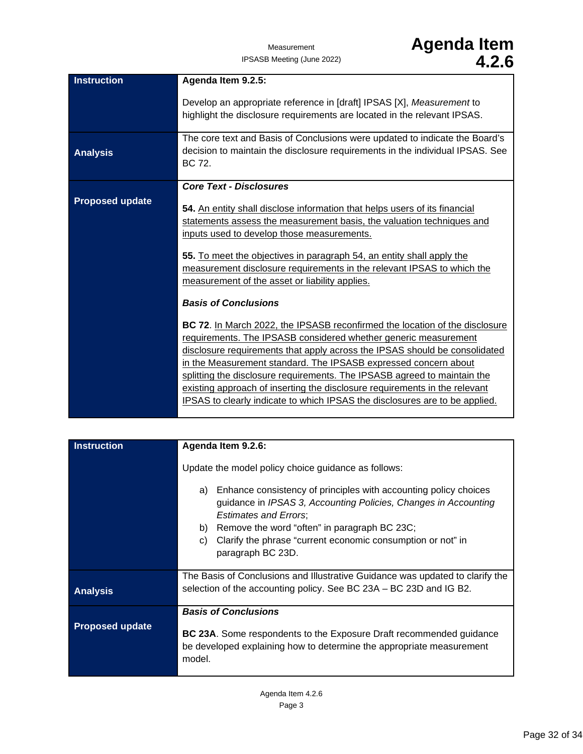| Instruction | **Agenda Item 9.2.5:**<br><br>Develop an appropriate reference in [draft] IPSAS [X], *Measurement* to highlight the disclosure requirements are located in the relevant IPSAS. |
|---|---|
| **Analysis** | The core text and Basis of Conclusions were updated to indicate the Board's decision to maintain the disclosure requirements in the individual IPSAS. See BC 72. |
| **Proposed update** | ***Core Text - Disclosures***<br><br>**54.** <u>An entity shall disclose information that helps users of its financial statements assess the measurement basis, the valuation techniques and inputs used to develop those measurements.</u><br><br>**55.** <u>To meet the objectives in paragraph 54, an entity shall apply the measurement disclosure requirements in the relevant IPSAS to which the measurement of the asset or liability applies.</u><br><br>***Basis of Conclusions***<br><br>**BC 72**. <u>In March 2022, the IPSASB reconfirmed the location of the disclosure requirements. The IPSASB considered whether generic measurement disclosure requirements that apply across the IPSAS should be consolidated in the Measurement standard. The IPSASB expressed concern about splitting the disclosure requirements. The IPSASB agreed to maintain the existing approach of inserting the disclosure requirements in the relevant IPSAS to clearly indicate to which IPSAS the disclosures are to be applied.</u> |

| Instruction | **Agenda Item 9.2.6:**<br><br>Update the model policy choice guidance as follows:<br><br>a) Enhance consistency of principles with accounting policy choices guidance in *IPSAS 3, Accounting Policies, Changes in Accounting Estimates and Errors*;<br>b) Remove the word "often" in paragraph BC 23C;<br>c) Clarify the phrase "current economic consumption or not" in paragraph BC 23D. |
|---|---|
| **Analysis** | The Basis of Conclusions and Illustrative Guidance was updated to clarify the selection of the accounting policy. See BC 23A – BC 23D and IG B2. |
| **Proposed update** | ***Basis of Conclusions***<br><br>**BC 23A**. Some respondents to the Exposure Draft recommended guidance be developed explaining how to determine the appropriate measurement model. |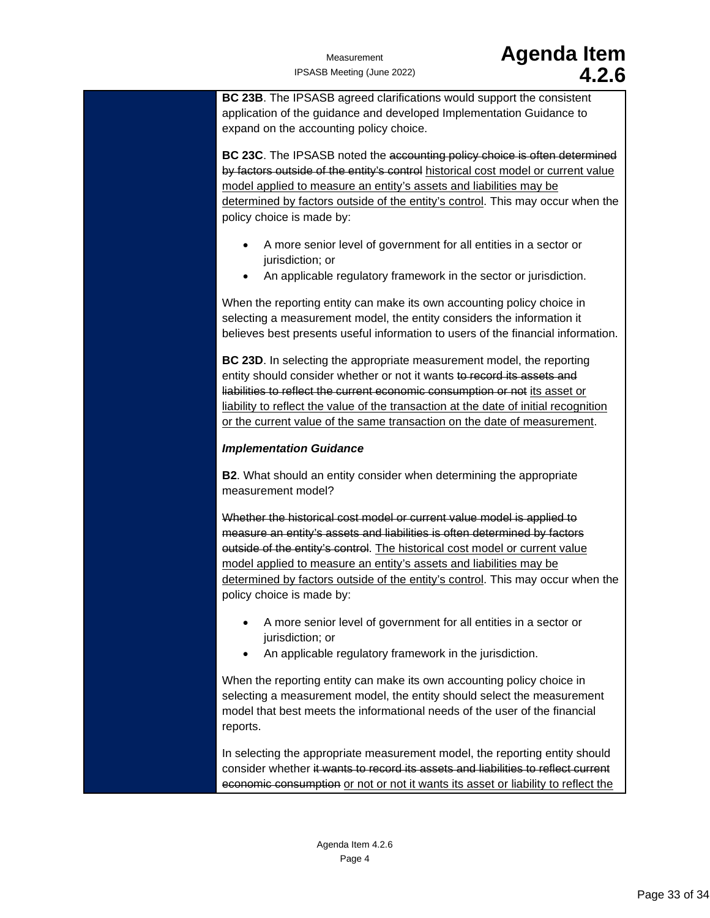**BC 23B**. The IPSASB agreed clarifications would support the consistent application of the guidance and developed Implementation Guidance to expand on the accounting policy choice.

**BC 23C**. The IPSASB noted the ~~accounting policy choice is often determined by factors outside of the entity's control~~ <u>historical cost model or current value model applied to measure an entity's assets and liabilities may be determined by factors outside of the entity's control</u>. This may occur when the policy choice is made by:

- A more senior level of government for all entities in a sector or jurisdiction; or
- An applicable regulatory framework in the sector or jurisdiction.

When the reporting entity can make its own accounting policy choice in selecting a measurement model, the entity considers the information it believes best presents useful information to users of the financial information.

**BC 23D**. In selecting the appropriate measurement model, the reporting entity should consider whether or not it wants ~~to record its assets and liabilities to reflect the current economic consumption or not~~ <u>its asset or liability to reflect the value of the transaction at the date of initial recognition or the current value of the same transaction on the date of measurement</u>.

***Implementation Guidance***

**B2**. What should an entity consider when determining the appropriate measurement model?

~~Whether the historical cost model or current value model is applied to measure an entity's assets and liabilities is often determined by factors outside of the entity's control~~. <u>The historical cost model or current value model applied to measure an entity's assets and liabilities may be determined by factors outside of the entity's control</u>. This may occur when the policy choice is made by:

- A more senior level of government for all entities in a sector or jurisdiction; or
- An applicable regulatory framework in the jurisdiction.

When the reporting entity can make its own accounting policy choice in selecting a measurement model, the entity should select the measurement model that best meets the informational needs of the user of the financial reports.

In selecting the appropriate measurement model, the reporting entity should consider whether ~~it wants to record its assets and liabilities to reflect current economic consumption~~ <u>or not or not it wants its asset or liability to reflect the</u>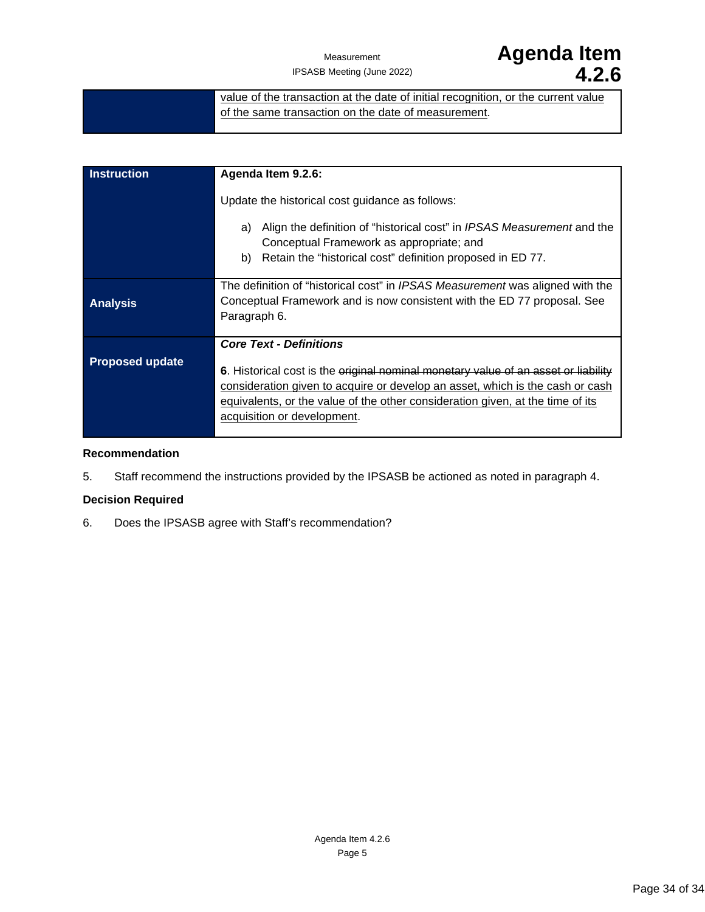| | |
|---|---|
| | <u>value of the transaction at the date of initial recognition, or the current value of the same transaction on the date of measurement</u>. |

| | |
|---|---|
| **Instruction** | **Agenda Item 9.2.6:**<br><br>Update the historical cost guidance as follows:<br><br>a) Align the definition of “historical cost” in *IPSAS Measurement* and the Conceptual Framework as appropriate; and<br>b) Retain the “historical cost” definition proposed in ED 77. |
| **Analysis** | The definition of “historical cost” in *IPSAS Measurement* was aligned with the Conceptual Framework and is now consistent with the ED 77 proposal. See Paragraph 6. |
| **Proposed update** | ***Core Text - Definitions***<br><br>**6**. Historical cost is the ~~original nominal monetary value of an asset or liability~~ <u>consideration given to acquire or develop an asset, which is the cash or cash equivalents, or the value of the other consideration given, at the time of its acquisition or development</u>. |

**Recommendation**

5. Staff recommend the instructions provided by the IPSASB be actioned as noted in paragraph 4.

**Decision Required**

6. Does the IPSASB agree with Staff’s recommendation?